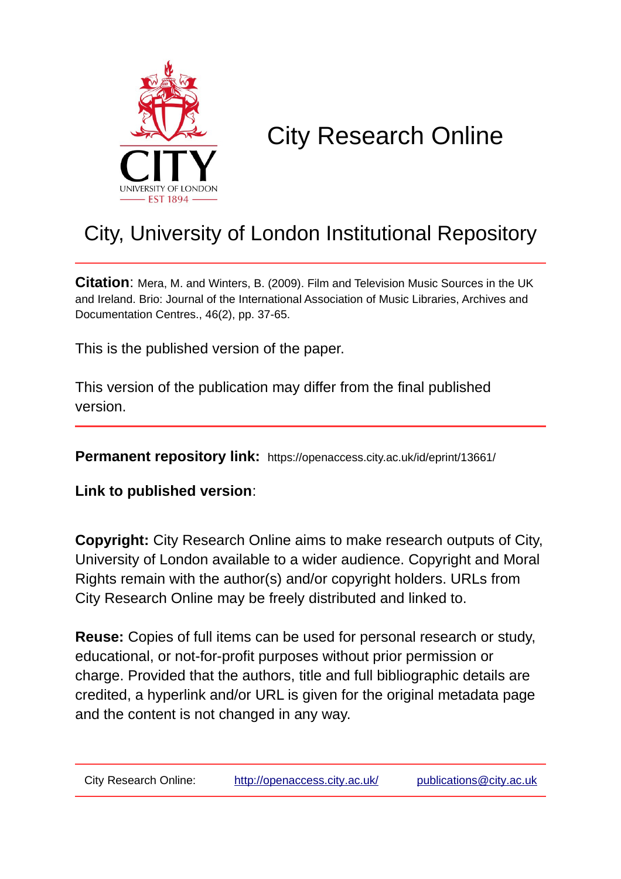# City Research Online

## City, University of London Institutional Repository

**Citation**: Mera, M. and Winters, B. (2009). Film and Television Music Sources in the UK and Ireland. Brio: Journal of the International Association of Music Libraries, Archives and Documentation Centres., 46(2), pp. 37-65.

This is the published version of the paper.

This version of the publication may differ from the final published version.

**Permanent repository link:** https://openaccess.city.ac.uk/id/eprint/13661/

**Link to published version**:

**Copyright:** City Research Online aims to make research outputs of City, University of London available to a wider audience. Copyright and Moral Rights remain with the author(s) and/or copyright holders. URLs from City Research Online may be freely distributed and linked to.

**Reuse:** Copies of full items can be used for personal research or study, educational, or not-for-profit purposes without prior permission or charge. Provided that the authors, title and full bibliographic details are credited, a hyperlink and/or URL is given for the original metadata page and the content is not changed in any way.

City Research Online: http://openaccess.city.ac.uk/ publications@city.ac.uk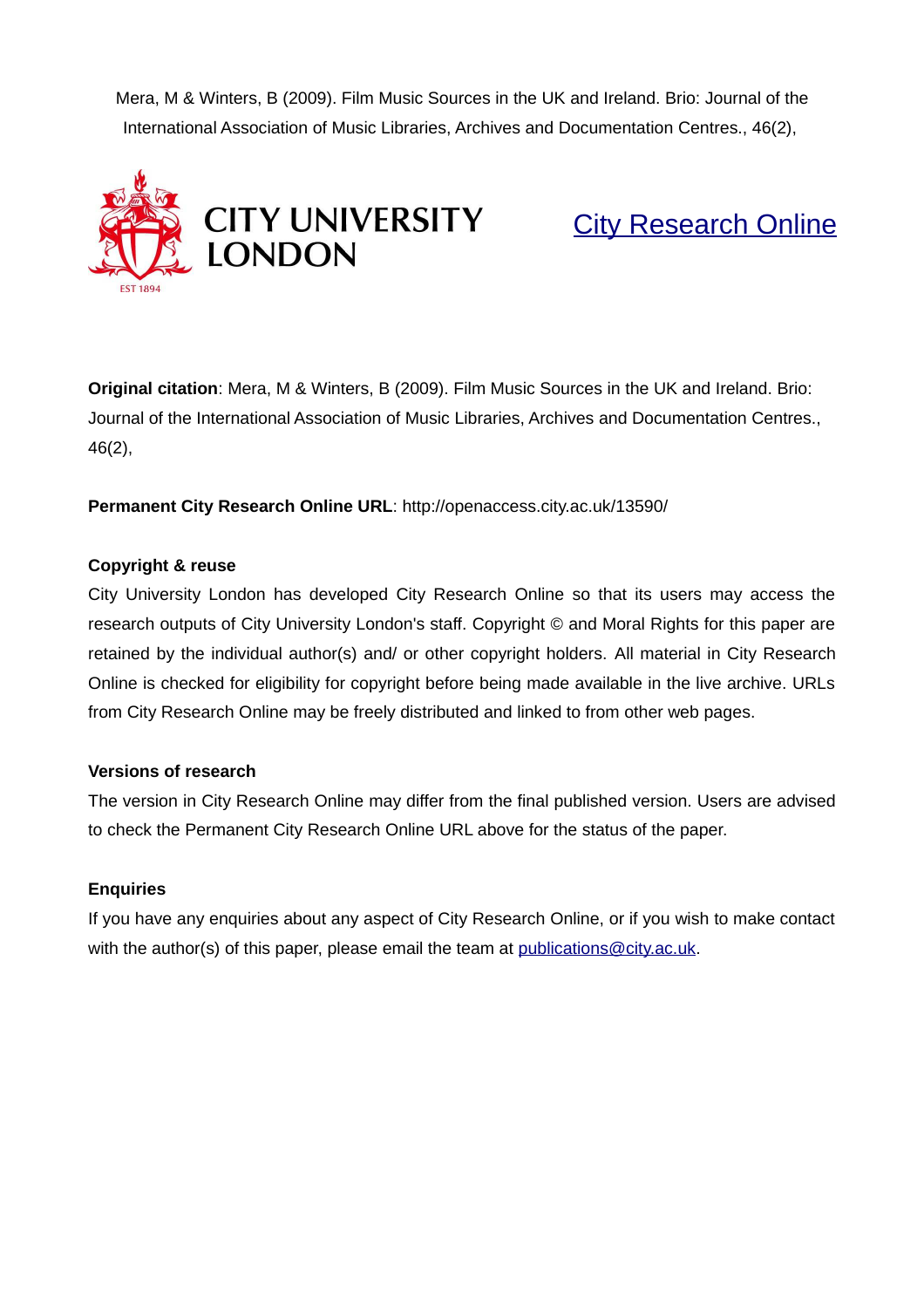Mera, M & Winters, B (2009). Film Music Sources in the UK and Ireland. Brio: Journal of the International Association of Music Libraries, Archives and Documentation Centres., 46(2),

CITY UNIVERSITY LONDON

EST 1894

City Research Online

**Original citation**: Mera, M & Winters, B (2009). Film Music Sources in the UK and Ireland. Brio: Journal of the International Association of Music Libraries, Archives and Documentation Centres., 46(2),

**Permanent City Research Online URL**: http://openaccess.city.ac.uk/13590/

**Copyright & reuse**

City University London has developed City Research Online so that its users may access the research outputs of City University London's staff. Copyright © and Moral Rights for this paper are retained by the individual author(s) and/ or other copyright holders. All material in City Research Online is checked for eligibility for copyright before being made available in the live archive. URLs from City Research Online may be freely distributed and linked to from other web pages.

**Versions of research**

The version in City Research Online may differ from the final published version. Users are advised to check the Permanent City Research Online URL above for the status of the paper.

**Enquiries**

If you have any enquiries about any aspect of City Research Online, or if you wish to make contact with the author(s) of this paper, please email the team at publications@city.ac.uk.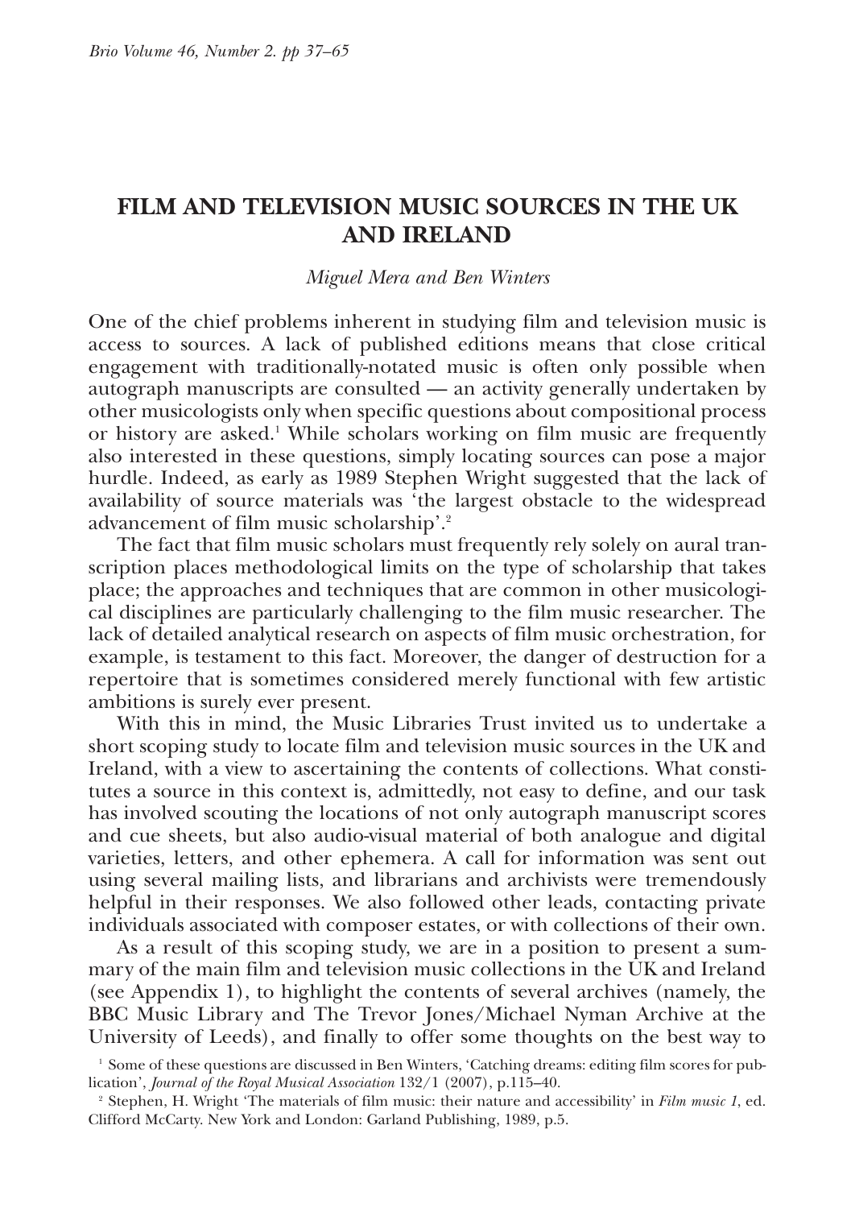# FILM AND TELEVISION MUSIC SOURCES IN THE UK AND IRELAND

*Miguel Mera and Ben Winters*

One of the chief problems inherent in studying film and television music is access to sources. A lack of published editions means that close critical engagement with traditionally-notated music is often only possible when autograph manuscripts are consulted — an activity generally undertaken by other musicologists only when specific questions about compositional process or history are asked.[1] While scholars working on film music are frequently also interested in these questions, simply locating sources can pose a major hurdle. Indeed, as early as 1989 Stephen Wright suggested that the lack of availability of source materials was 'the largest obstacle to the widespread advancement of film music scholarship'.[2]

The fact that film music scholars must frequently rely solely on aural transcription places methodological limits on the type of scholarship that takes place; the approaches and techniques that are common in other musicological disciplines are particularly challenging to the film music researcher. The lack of detailed analytical research on aspects of film music orchestration, for example, is testament to this fact. Moreover, the danger of destruction for a repertoire that is sometimes considered merely functional with few artistic ambitions is surely ever present.

With this in mind, the Music Libraries Trust invited us to undertake a short scoping study to locate film and television music sources in the UK and Ireland, with a view to ascertaining the contents of collections. What constitutes a source in this context is, admittedly, not easy to define, and our task has involved scouting the locations of not only autograph manuscript scores and cue sheets, but also audio-visual material of both analogue and digital varieties, letters, and other ephemera. A call for information was sent out using several mailing lists, and librarians and archivists were tremendously helpful in their responses. We also followed other leads, contacting private individuals associated with composer estates, or with collections of their own.

As a result of this scoping study, we are in a position to present a summary of the main film and television music collections in the UK and Ireland (see Appendix 1), to highlight the contents of several archives (namely, the BBC Music Library and The Trevor Jones/Michael Nyman Archive at the University of Leeds), and finally to offer some thoughts on the best way to

[1] Some of these questions are discussed in Ben Winters, 'Catching dreams: editing film scores for publication', *Journal of the Royal Musical Association* 132/1 (2007), p.115–40.

[2] Stephen, H. Wright 'The materials of film music: their nature and accessibility' in *Film music 1*, ed. Clifford McCarty. New York and London: Garland Publishing, 1989, p.5.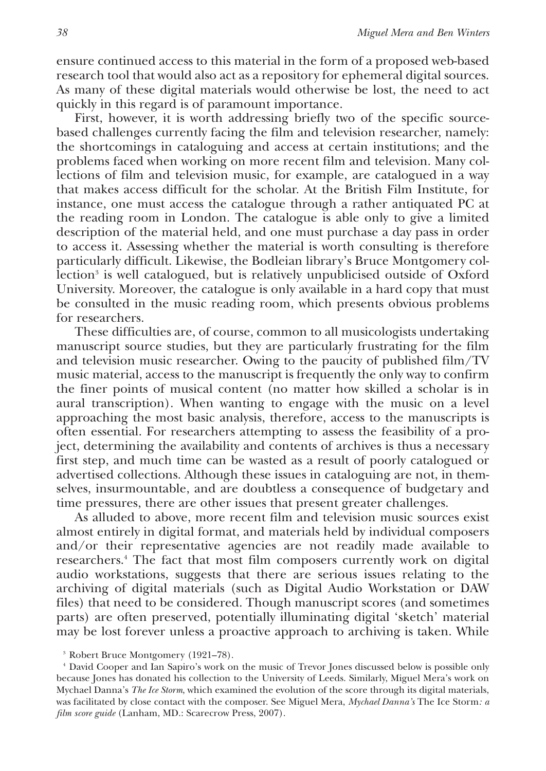ensure continued access to this material in the form of a proposed web-based research tool that would also act as a repository for ephemeral digital sources. As many of these digital materials would otherwise be lost, the need to act quickly in this regard is of paramount importance.

First, however, it is worth addressing briefly two of the specific source-based challenges currently facing the film and television researcher, namely: the shortcomings in cataloguing and access at certain institutions; and the problems faced when working on more recent film and television. Many collections of film and television music, for example, are catalogued in a way that makes access difficult for the scholar. At the British Film Institute, for instance, one must access the catalogue through a rather antiquated PC at the reading room in London. The catalogue is able only to give a limited description of the material held, and one must purchase a day pass in order to access it. Assessing whether the material is worth consulting is therefore particularly difficult. Likewise, the Bodleian library's Bruce Montgomery collection[3] is well catalogued, but is relatively unpublicised outside of Oxford University. Moreover, the catalogue is only available in a hard copy that must be consulted in the music reading room, which presents obvious problems for researchers.

These difficulties are, of course, common to all musicologists undertaking manuscript source studies, but they are particularly frustrating for the film and television music researcher. Owing to the paucity of published film/TV music material, access to the manuscript is frequently the only way to confirm the finer points of musical content (no matter how skilled a scholar is in aural transcription). When wanting to engage with the music on a level approaching the most basic analysis, therefore, access to the manuscripts is often essential. For researchers attempting to assess the feasibility of a project, determining the availability and contents of archives is thus a necessary first step, and much time can be wasted as a result of poorly catalogued or advertised collections. Although these issues in cataloguing are not, in themselves, insurmountable, and are doubtless a consequence of budgetary and time pressures, there are other issues that present greater challenges.

As alluded to above, more recent film and television music sources exist almost entirely in digital format, and materials held by individual composers and/or their representative agencies are not readily made available to researchers.[4] The fact that most film composers currently work on digital audio workstations, suggests that there are serious issues relating to the archiving of digital materials (such as Digital Audio Workstation or DAW files) that need to be considered. Though manuscript scores (and sometimes parts) are often preserved, potentially illuminating digital 'sketch' material may be lost forever unless a proactive approach to archiving is taken. While

[3] Robert Bruce Montgomery (1921–78).

[4] David Cooper and Ian Sapiro's work on the music of Trevor Jones discussed below is possible only because Jones has donated his collection to the University of Leeds. Similarly, Miguel Mera's work on Mychael Danna's *The Ice Storm*, which examined the evolution of the score through its digital materials, was facilitated by close contact with the composer. See Miguel Mera, *Mychael Danna's* The Ice Storm*: a film score guide* (Lanham, MD.: Scarecrow Press, 2007).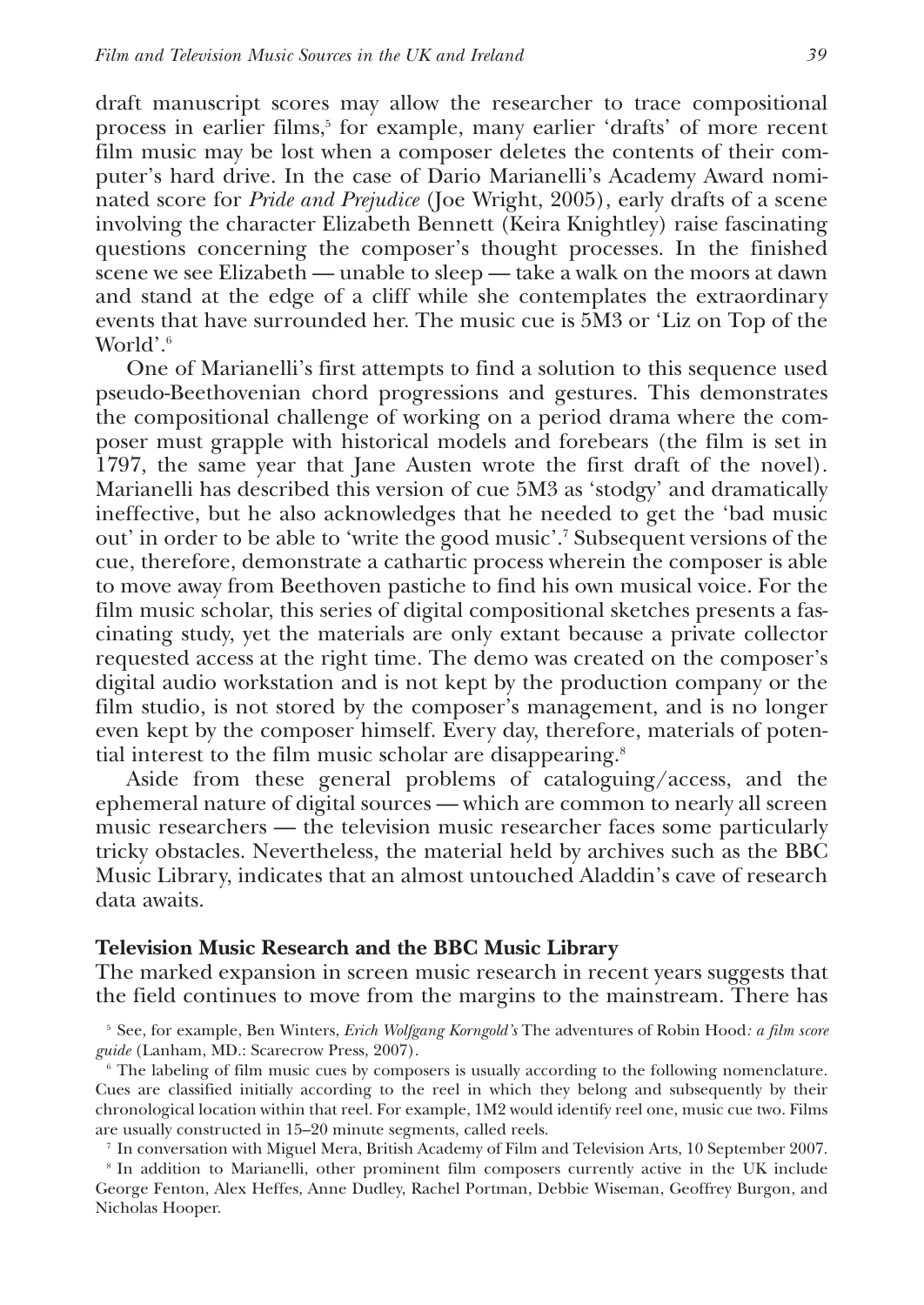draft manuscript scores may allow the researcher to trace compositional process in earlier films,[5] for example, many earlier 'drafts' of more recent film music may be lost when a composer deletes the contents of their computer's hard drive. In the case of Dario Marianelli's Academy Award nominated score for *Pride and Prejudice* (Joe Wright, 2005), early drafts of a scene involving the character Elizabeth Bennett (Keira Knightley) raise fascinating questions concerning the composer's thought processes. In the finished scene we see Elizabeth — unable to sleep — take a walk on the moors at dawn and stand at the edge of a cliff while she contemplates the extraordinary events that have surrounded her. The music cue is 5M3 or 'Liz on Top of the World'.[6]

One of Marianelli's first attempts to find a solution to this sequence used pseudo-Beethovenian chord progressions and gestures. This demonstrates the compositional challenge of working on a period drama where the composer must grapple with historical models and forebears (the film is set in 1797, the same year that Jane Austen wrote the first draft of the novel). Marianelli has described this version of cue 5M3 as 'stodgy' and dramatically ineffective, but he also acknowledges that he needed to get the 'bad music out' in order to be able to 'write the good music'.[7] Subsequent versions of the cue, therefore, demonstrate a cathartic process wherein the composer is able to move away from Beethoven pastiche to find his own musical voice. For the film music scholar, this series of digital compositional sketches presents a fascinating study, yet the materials are only extant because a private collector requested access at the right time. The demo was created on the composer's digital audio workstation and is not kept by the production company or the film studio, is not stored by the composer's management, and is no longer even kept by the composer himself. Every day, therefore, materials of potential interest to the film music scholar are disappearing.[8]

Aside from these general problems of cataloguing/access, and the ephemeral nature of digital sources — which are common to nearly all screen music researchers — the television music researcher faces some particularly tricky obstacles. Nevertheless, the material held by archives such as the BBC Music Library, indicates that an almost untouched Aladdin's cave of research data awaits.

### Television Music Research and the BBC Music Library

The marked expansion in screen music research in recent years suggests that the field continues to move from the margins to the mainstream. There has

[5] See, for example, Ben Winters, *Erich Wolfgang Korngold's* The adventures of Robin Hood*: a film score guide* (Lanham, MD.: Scarecrow Press, 2007).

[6] The labeling of film music cues by composers is usually according to the following nomenclature. Cues are classified initially according to the reel in which they belong and subsequently by their chronological location within that reel. For example, 1M2 would identify reel one, music cue two. Films are usually constructed in 15–20 minute segments, called reels.

[7] In conversation with Miguel Mera, British Academy of Film and Television Arts, 10 September 2007.

[8] In addition to Marianelli, other prominent film composers currently active in the UK include George Fenton, Alex Heffes, Anne Dudley, Rachel Portman, Debbie Wiseman, Geoffrey Burgon, and Nicholas Hooper.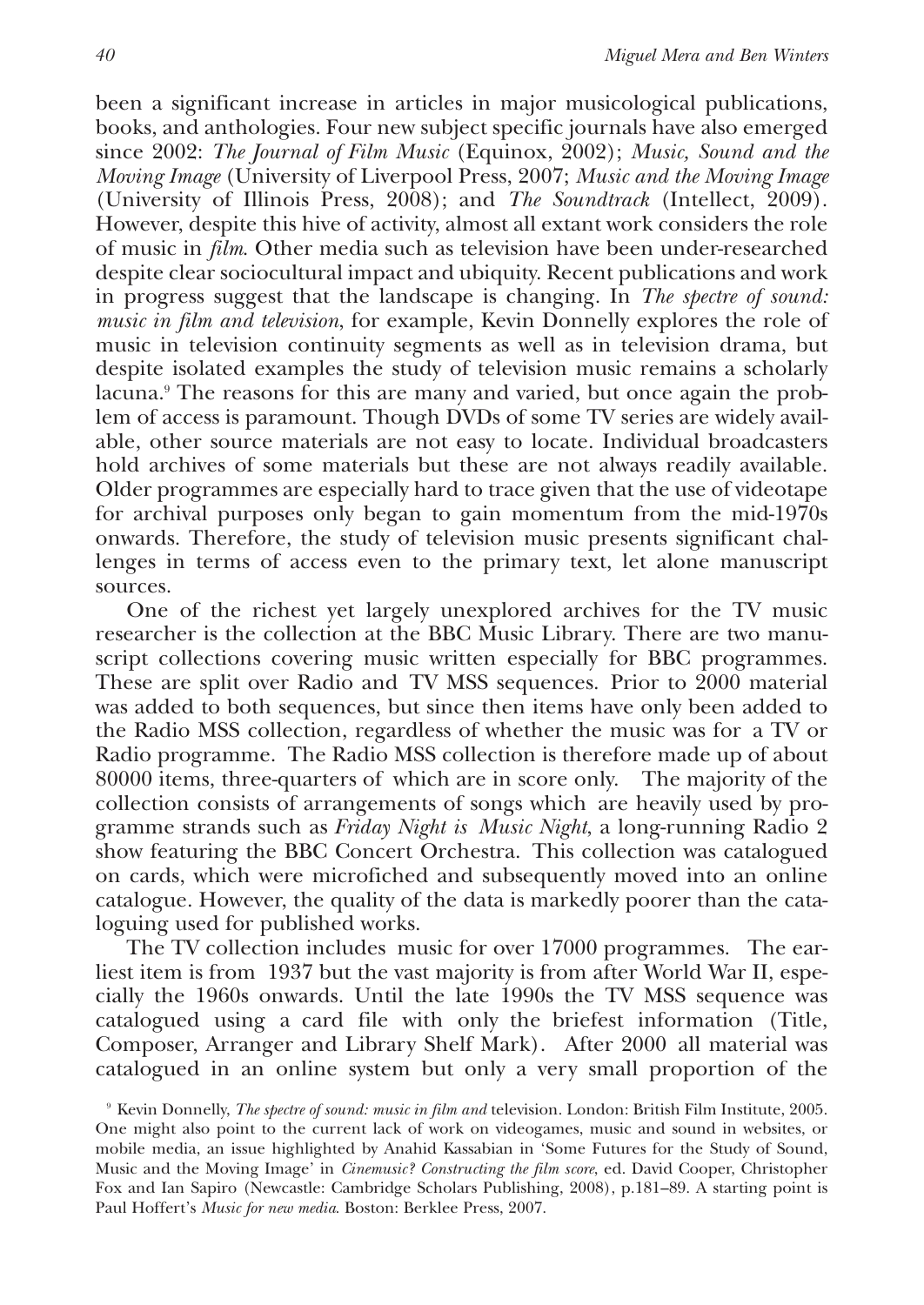been a significant increase in articles in major musicological publications, books, and anthologies. Four new subject specific journals have also emerged since 2002: *The Journal of Film Music* (Equinox, 2002); *Music, Sound and the Moving Image* (University of Liverpool Press, 2007; *Music and the Moving Image* (University of Illinois Press, 2008); and *The Soundtrack* (Intellect, 2009). However, despite this hive of activity, almost all extant work considers the role of music in *film*. Other media such as television have been under-researched despite clear sociocultural impact and ubiquity. Recent publications and work in progress suggest that the landscape is changing. In *The spectre of sound: music in film and television*, for example, Kevin Donnelly explores the role of music in television continuity segments as well as in television drama, but despite isolated examples the study of television music remains a scholarly lacuna.[9] The reasons for this are many and varied, but once again the problem of access is paramount. Though DVDs of some TV series are widely available, other source materials are not easy to locate. Individual broadcasters hold archives of some materials but these are not always readily available. Older programmes are especially hard to trace given that the use of videotape for archival purposes only began to gain momentum from the mid-1970s onwards. Therefore, the study of television music presents significant challenges in terms of access even to the primary text, let alone manuscript sources.

One of the richest yet largely unexplored archives for the TV music researcher is the collection at the BBC Music Library. There are two manuscript collections covering music written especially for BBC programmes. These are split over Radio and TV MSS sequences. Prior to 2000 material was added to both sequences, but since then items have only been added to the Radio MSS collection, regardless of whether the music was for a TV or Radio programme. The Radio MSS collection is therefore made up of about 80000 items, three-quarters of which are in score only. The majority of the collection consists of arrangements of songs which are heavily used by programme strands such as *Friday Night is Music Night*, a long-running Radio 2 show featuring the BBC Concert Orchestra. This collection was catalogued on cards, which were microfiched and subsequently moved into an online catalogue. However, the quality of the data is markedly poorer than the cataloguing used for published works.

The TV collection includes music for over 17000 programmes. The earliest item is from 1937 but the vast majority is from after World War II, especially the 1960s onwards. Until the late 1990s the TV MSS sequence was catalogued using a card file with only the briefest information (Title, Composer, Arranger and Library Shelf Mark). After 2000 all material was catalogued in an online system but only a very small proportion of the

[9] Kevin Donnelly, *The spectre of sound: music in film and* television. London: British Film Institute, 2005. One might also point to the current lack of work on videogames, music and sound in websites, or mobile media, an issue highlighted by Anahid Kassabian in 'Some Futures for the Study of Sound, Music and the Moving Image' in *Cinemusic? Constructing the film score*, ed. David Cooper, Christopher Fox and Ian Sapiro (Newcastle: Cambridge Scholars Publishing, 2008), p.181–89. A starting point is Paul Hoffert's *Music for new media*. Boston: Berklee Press, 2007.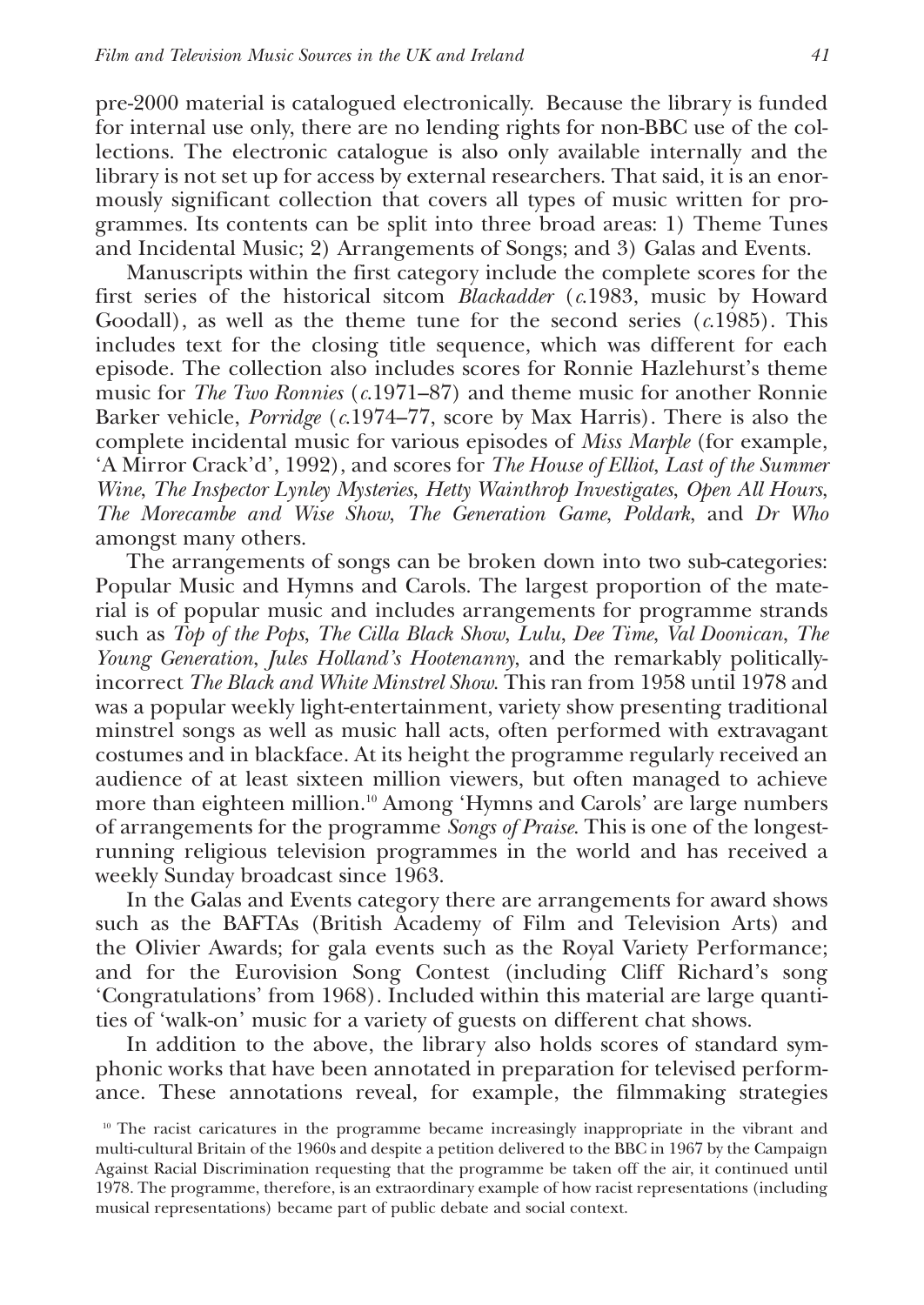pre-2000 material is catalogued electronically. Because the library is funded for internal use only, there are no lending rights for non-BBC use of the collections. The electronic catalogue is also only available internally and the library is not set up for access by external researchers. That said, it is an enormously significant collection that covers all types of music written for programmes. Its contents can be split into three broad areas: 1) Theme Tunes and Incidental Music; 2) Arrangements of Songs; and 3) Galas and Events.

Manuscripts within the first category include the complete scores for the first series of the historical sitcom *Blackadder* (*c.*1983, music by Howard Goodall), as well as the theme tune for the second series (*c.*1985). This includes text for the closing title sequence, which was different for each episode. The collection also includes scores for Ronnie Hazlehurst's theme music for *The Two Ronnies* (*c.*1971–87) and theme music for another Ronnie Barker vehicle, *Porridge* (*c.*1974–77, score by Max Harris). There is also the complete incidental music for various episodes of *Miss Marple* (for example, 'A Mirror Crack'd', 1992), and scores for *The House of Elliot*, *Last of the Summer Wine*, *The Inspector Lynley Mysteries*, *Hetty Wainthrop Investigates*, *Open All Hours*, *The Morecambe and Wise Show*, *The Generation Game*, *Poldark*, and *Dr Who* amongst many others.

The arrangements of songs can be broken down into two sub-categories: Popular Music and Hymns and Carols. The largest proportion of the material is of popular music and includes arrangements for programme strands such as *Top of the Pops*, *The Cilla Black Show*, *Lulu*, *Dee Time*, *Val Doonican*, *The Young Generation*, *Jules Holland's Hootenanny*, and the remarkably politically-incorrect *The Black and White Minstrel Show*. This ran from 1958 until 1978 and was a popular weekly light-entertainment, variety show presenting traditional minstrel songs as well as music hall acts, often performed with extravagant costumes and in blackface. At its height the programme regularly received an audience of at least sixteen million viewers, but often managed to achieve more than eighteen million.[10] Among 'Hymns and Carols' are large numbers of arrangements for the programme *Songs of Praise*. This is one of the longest-running religious television programmes in the world and has received a weekly Sunday broadcast since 1963.

In the Galas and Events category there are arrangements for award shows such as the BAFTAs (British Academy of Film and Television Arts) and the Olivier Awards; for gala events such as the Royal Variety Performance; and for the Eurovision Song Contest (including Cliff Richard's song 'Congratulations' from 1968). Included within this material are large quantities of 'walk-on' music for a variety of guests on different chat shows.

In addition to the above, the library also holds scores of standard symphonic works that have been annotated in preparation for televised performance. These annotations reveal, for example, the filmmaking strategies

[10] The racist caricatures in the programme became increasingly inappropriate in the vibrant and multi-cultural Britain of the 1960s and despite a petition delivered to the BBC in 1967 by the Campaign Against Racial Discrimination requesting that the programme be taken off the air, it continued until 1978. The programme, therefore, is an extraordinary example of how racist representations (including musical representations) became part of public debate and social context.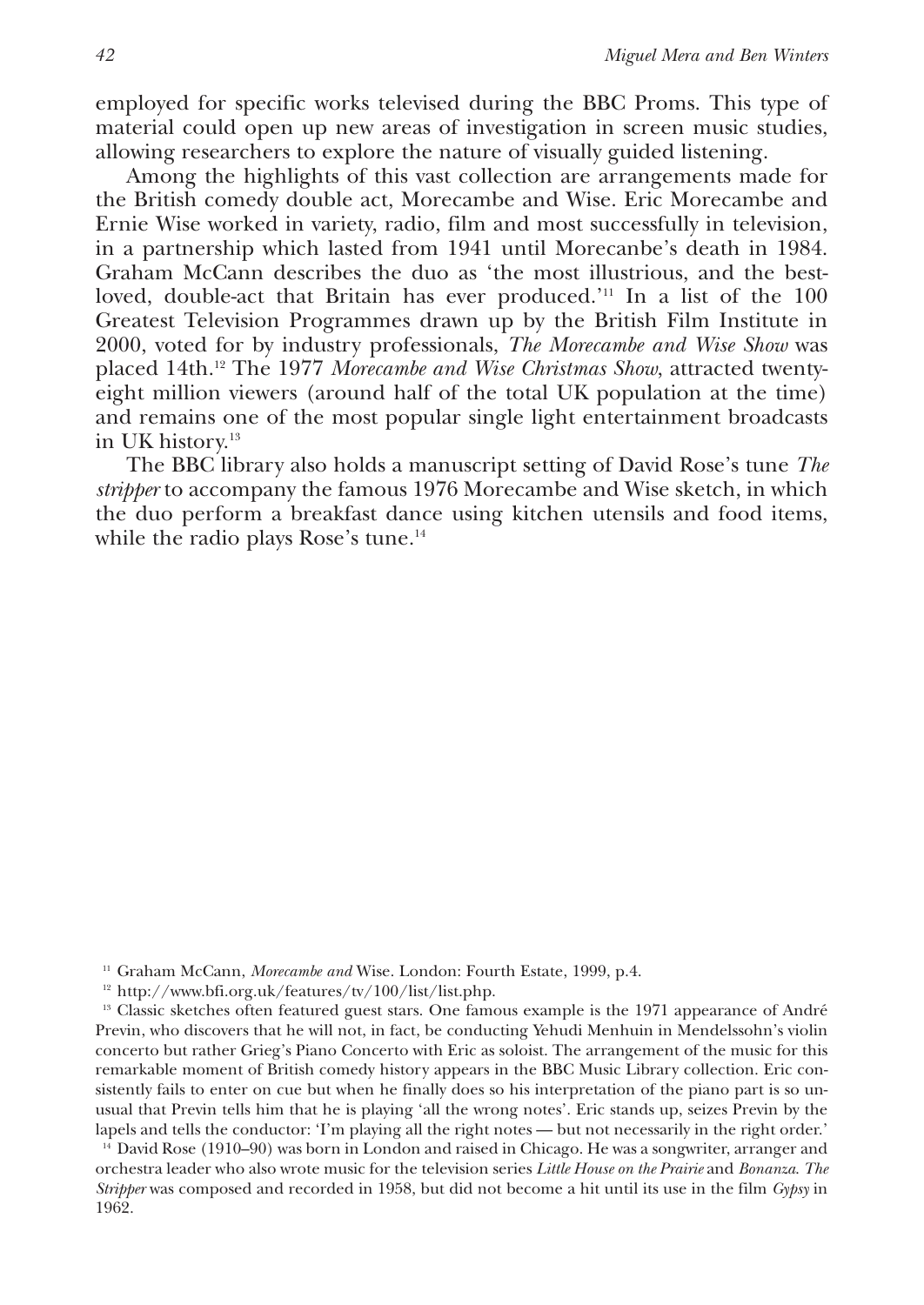employed for specific works televised during the BBC Proms. This type of material could open up new areas of investigation in screen music studies, allowing researchers to explore the nature of visually guided listening.

Among the highlights of this vast collection are arrangements made for the British comedy double act, Morecambe and Wise. Eric Morecambe and Ernie Wise worked in variety, radio, film and most successfully in television, in a partnership which lasted from 1941 until Morecanbe's death in 1984. Graham McCann describes the duo as 'the most illustrious, and the best-loved, double-act that Britain has ever produced.'[11] In a list of the 100 Greatest Television Programmes drawn up by the British Film Institute in 2000, voted for by industry professionals, *The Morecambe and Wise Show* was placed 14th.[12] The 1977 *Morecambe and Wise Christmas Show*, attracted twenty-eight million viewers (around half of the total UK population at the time) and remains one of the most popular single light entertainment broadcasts in UK history.[13]

The BBC library also holds a manuscript setting of David Rose's tune *The stripper* to accompany the famous 1976 Morecambe and Wise sketch, in which the duo perform a breakfast dance using kitchen utensils and food items, while the radio plays Rose's tune.[14]

[11] Graham McCann, *Morecambe and* Wise. London: Fourth Estate, 1999, p.4.

[12] http://www.bfi.org.uk/features/tv/100/list/list.php.

[13] Classic sketches often featured guest stars. One famous example is the 1971 appearance of André Previn, who discovers that he will not, in fact, be conducting Yehudi Menhuin in Mendelssohn's violin concerto but rather Grieg's Piano Concerto with Eric as soloist. The arrangement of the music for this remarkable moment of British comedy history appears in the BBC Music Library collection. Eric consistently fails to enter on cue but when he finally does so his interpretation of the piano part is so unusual that Previn tells him that he is playing 'all the wrong notes'. Eric stands up, seizes Previn by the lapels and tells the conductor: 'I'm playing all the right notes — but not necessarily in the right order.'

[14] David Rose (1910–90) was born in London and raised in Chicago. He was a songwriter, arranger and orchestra leader who also wrote music for the television series *Little House on the Prairie* and *Bonanza*. *The Stripper* was composed and recorded in 1958, but did not become a hit until its use in the film *Gypsy* in 1962.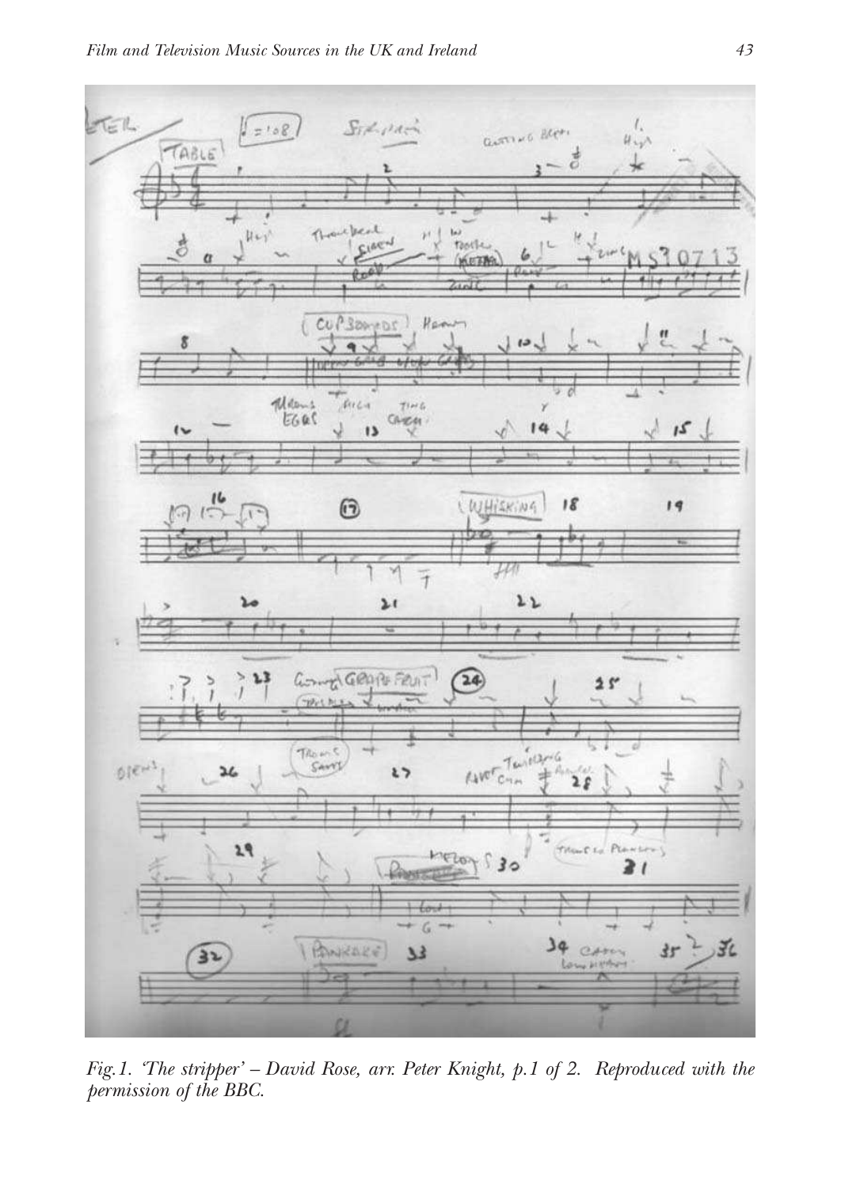*Fig. 1. 'The stripper' – David Rose, arr. Peter Knight, p.1 of 2. Reproduced with the permission of the BBC.*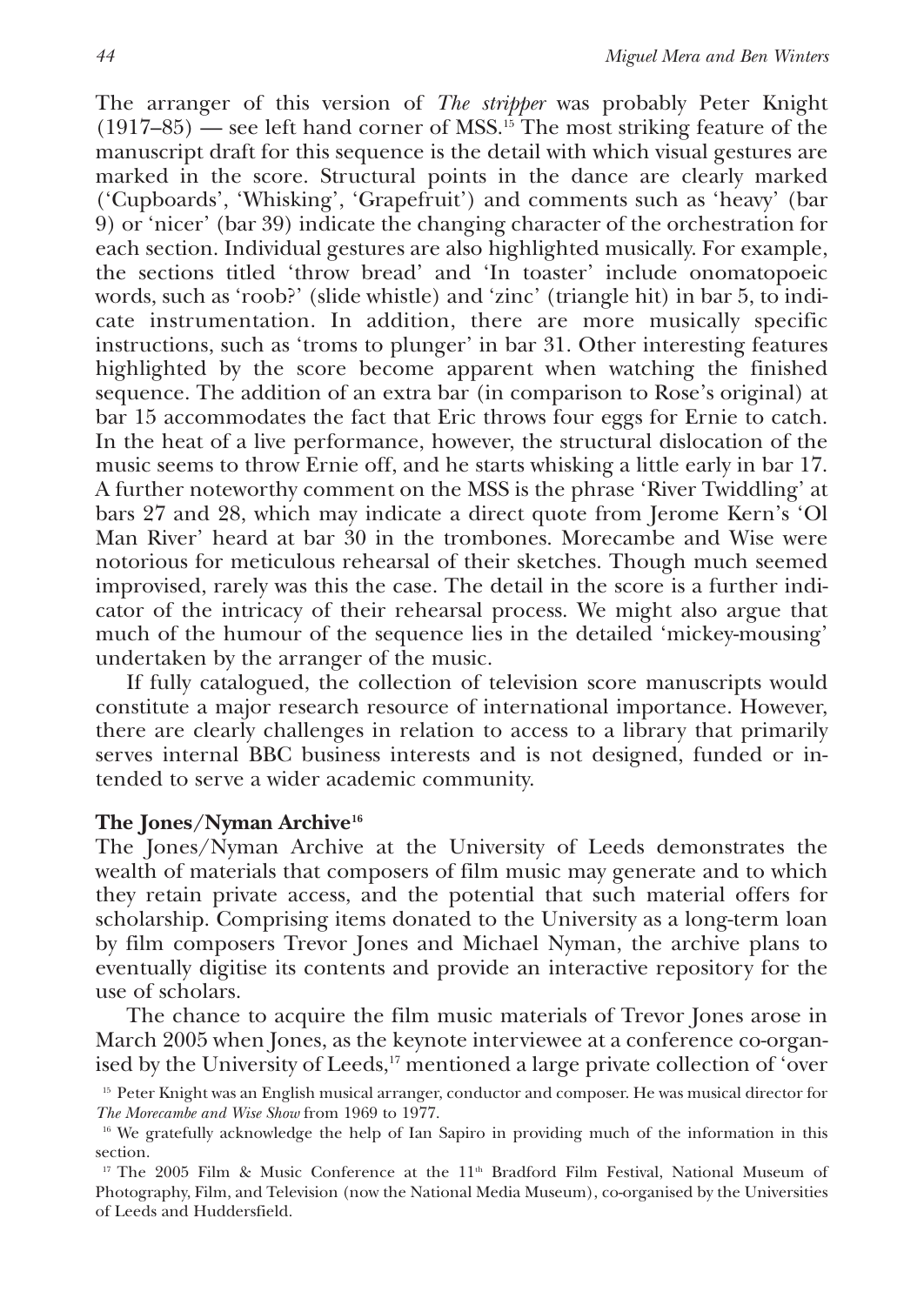The arranger of this version of *The stripper* was probably Peter Knight (1917–85) — see left hand corner of MSS.[15] The most striking feature of the manuscript draft for this sequence is the detail with which visual gestures are marked in the score. Structural points in the dance are clearly marked ('Cupboards', 'Whisking', 'Grapefruit') and comments such as 'heavy' (bar 9) or 'nicer' (bar 39) indicate the changing character of the orchestration for each section. Individual gestures are also highlighted musically. For example, the sections titled 'throw bread' and 'In toaster' include onomatopoeic words, such as 'roob?' (slide whistle) and 'zinc' (triangle hit) in bar 5, to indicate instrumentation. In addition, there are more musically specific instructions, such as 'troms to plunger' in bar 31. Other interesting features highlighted by the score become apparent when watching the finished sequence. The addition of an extra bar (in comparison to Rose's original) at bar 15 accommodates the fact that Eric throws four eggs for Ernie to catch. In the heat of a live performance, however, the structural dislocation of the music seems to throw Ernie off, and he starts whisking a little early in bar 17. A further noteworthy comment on the MSS is the phrase 'River Twiddling' at bars 27 and 28, which may indicate a direct quote from Jerome Kern's 'Ol Man River' heard at bar 30 in the trombones. Morecambe and Wise were notorious for meticulous rehearsal of their sketches. Though much seemed improvised, rarely was this the case. The detail in the score is a further indicator of the intricacy of their rehearsal process. We might also argue that much of the humour of the sequence lies in the detailed 'mickey-mousing' undertaken by the arranger of the music.

If fully catalogued, the collection of television score manuscripts would constitute a major research resource of international importance. However, there are clearly challenges in relation to access to a library that primarily serves internal BBC business interests and is not designed, funded or intended to serve a wider academic community.

**The Jones/Nyman Archive[16]**

The Jones/Nyman Archive at the University of Leeds demonstrates the wealth of materials that composers of film music may generate and to which they retain private access, and the potential that such material offers for scholarship. Comprising items donated to the University as a long-term loan by film composers Trevor Jones and Michael Nyman, the archive plans to eventually digitise its contents and provide an interactive repository for the use of scholars.

The chance to acquire the film music materials of Trevor Jones arose in March 2005 when Jones, as the keynote interviewee at a conference co-organised by the University of Leeds,[17] mentioned a large private collection of 'over

[15] Peter Knight was an English musical arranger, conductor and composer. He was musical director for *The Morecambe and Wise Show* from 1969 to 1977.

[16] We gratefully acknowledge the help of Ian Sapiro in providing much of the information in this section.

[17] The 2005 Film & Music Conference at the 11th Bradford Film Festival, National Museum of Photography, Film, and Television (now the National Media Museum), co-organised by the Universities of Leeds and Huddersfield.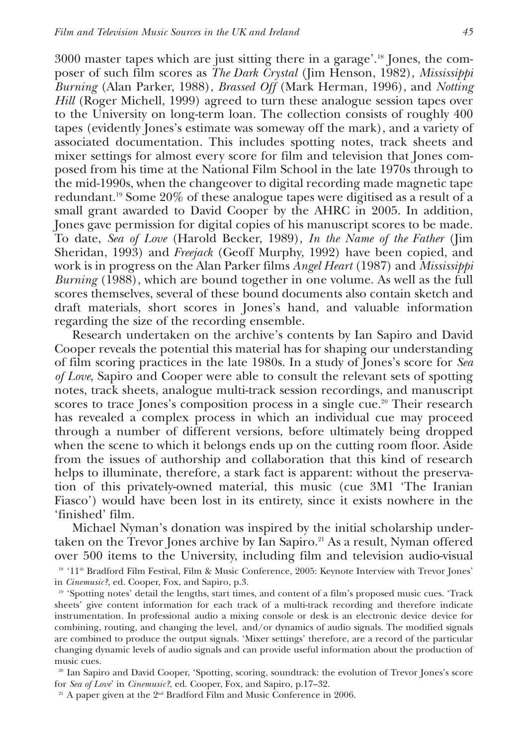3000 master tapes which are just sitting there in a garage'.[18] Jones, the composer of such film scores as *The Dark Crystal* (Jim Henson, 1982), *Mississippi Burning* (Alan Parker, 1988), *Brassed Off* (Mark Herman, 1996), and *Notting Hill* (Roger Michell, 1999) agreed to turn these analogue session tapes over to the University on long-term loan. The collection consists of roughly 400 tapes (evidently Jones's estimate was someway off the mark), and a variety of associated documentation. This includes spotting notes, track sheets and mixer settings for almost every score for film and television that Jones composed from his time at the National Film School in the late 1970s through to the mid-1990s, when the changeover to digital recording made magnetic tape redundant.[19] Some 20% of these analogue tapes were digitised as a result of a small grant awarded to David Cooper by the AHRC in 2005. In addition, Jones gave permission for digital copies of his manuscript scores to be made. To date, *Sea of Love* (Harold Becker, 1989), *In the Name of the Father* (Jim Sheridan, 1993) and *Freejack* (Geoff Murphy, 1992) have been copied, and work is in progress on the Alan Parker films *Angel Heart* (1987) and *Mississippi Burning* (1988), which are bound together in one volume. As well as the full scores themselves, several of these bound documents also contain sketch and draft materials, short scores in Jones's hand, and valuable information regarding the size of the recording ensemble.

Research undertaken on the archive's contents by Ian Sapiro and David Cooper reveals the potential this material has for shaping our understanding of film scoring practices in the late 1980s. In a study of Jones's score for *Sea of Love*, Sapiro and Cooper were able to consult the relevant sets of spotting notes, track sheets, analogue multi-track session recordings, and manuscript scores to trace Jones's composition process in a single cue.[20] Their research has revealed a complex process in which an individual cue may proceed through a number of different versions, before ultimately being dropped when the scene to which it belongs ends up on the cutting room floor. Aside from the issues of authorship and collaboration that this kind of research helps to illuminate, therefore, a stark fact is apparent: without the preservation of this privately-owned material, this music (cue 3M1 'The Iranian Fiasco') would have been lost in its entirety, since it exists nowhere in the 'finished' film.

Michael Nyman's donation was inspired by the initial scholarship undertaken on the Trevor Jones archive by Ian Sapiro.[21] As a result, Nyman offered over 500 items to the University, including film and television audio-visual

[18] '11th Bradford Film Festival, Film & Music Conference, 2005: Keynote Interview with Trevor Jones' in *Cinemusic?*, ed. Cooper, Fox, and Sapiro, p.3.

[19] 'Spotting notes' detail the lengths, start times, and content of a film's proposed music cues. 'Track sheets' give content information for each track of a multi-track recording and therefore indicate instrumentation. In professional audio a mixing console or desk is an electronic device device for combining, routing, and changing the level, and/or dynamics of audio signals. The modified signals are combined to produce the output signals. 'Mixer settings' therefore, are a record of the particular changing dynamic levels of audio signals and can provide useful information about the production of music cues.

[20] Ian Sapiro and David Cooper, 'Spotting, scoring, soundtrack: the evolution of Trevor Jones's score for *Sea of Love*' in *Cinemusic?*, ed. Cooper, Fox, and Sapiro, p.17–32.

[21] A paper given at the 2nd Bradford Film and Music Conference in 2006.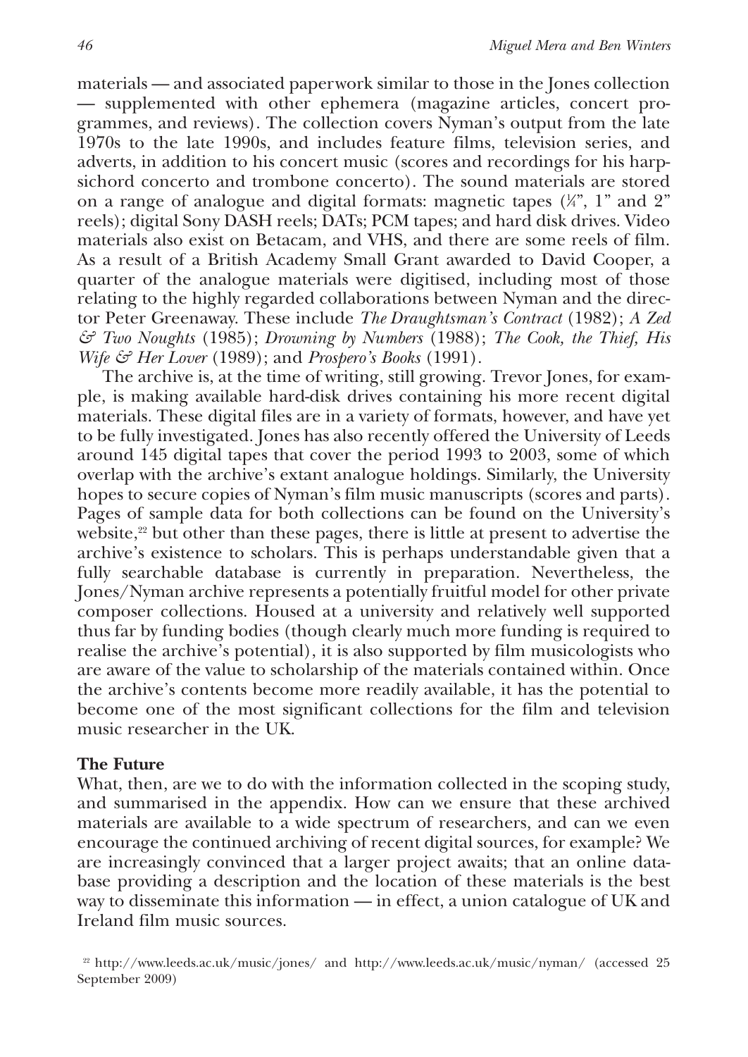materials — and associated paperwork similar to those in the Jones collection — supplemented with other ephemera (magazine articles, concert programmes, and reviews). The collection covers Nyman's output from the late 1970s to the late 1990s, and includes feature films, television series, and adverts, in addition to his concert music (scores and recordings for his harpsichord concerto and trombone concerto). The sound materials are stored on a range of analogue and digital formats: magnetic tapes (¼", 1" and 2" reels); digital Sony DASH reels; DATs; PCM tapes; and hard disk drives. Video materials also exist on Betacam, and VHS, and there are some reels of film. As a result of a British Academy Small Grant awarded to David Cooper, a quarter of the analogue materials were digitised, including most of those relating to the highly regarded collaborations between Nyman and the director Peter Greenaway. These include *The Draughtsman's Contract* (1982); *A Zed & Two Noughts* (1985); *Drowning by Numbers* (1988); *The Cook, the Thief, His Wife & Her Lover* (1989); and *Prospero's Books* (1991).

The archive is, at the time of writing, still growing. Trevor Jones, for example, is making available hard-disk drives containing his more recent digital materials. These digital files are in a variety of formats, however, and have yet to be fully investigated. Jones has also recently offered the University of Leeds around 145 digital tapes that cover the period 1993 to 2003, some of which overlap with the archive's extant analogue holdings. Similarly, the University hopes to secure copies of Nyman's film music manuscripts (scores and parts). Pages of sample data for both collections can be found on the University's website,[22] but other than these pages, there is little at present to advertise the archive's existence to scholars. This is perhaps understandable given that a fully searchable database is currently in preparation. Nevertheless, the Jones/Nyman archive represents a potentially fruitful model for other private composer collections. Housed at a university and relatively well supported thus far by funding bodies (though clearly much more funding is required to realise the archive's potential), it is also supported by film musicologists who are aware of the value to scholarship of the materials contained within. Once the archive's contents become more readily available, it has the potential to become one of the most significant collections for the film and television music researcher in the UK.

**The Future**

What, then, are we to do with the information collected in the scoping study, and summarised in the appendix. How can we ensure that these archived materials are available to a wide spectrum of researchers, and can we even encourage the continued archiving of recent digital sources, for example? We are increasingly convinced that a larger project awaits; that an online database providing a description and the location of these materials is the best way to disseminate this information — in effect, a union catalogue of UK and Ireland film music sources.

[22] http://www.leeds.ac.uk/music/jones/ and http://www.leeds.ac.uk/music/nyman/ (accessed 25 September 2009)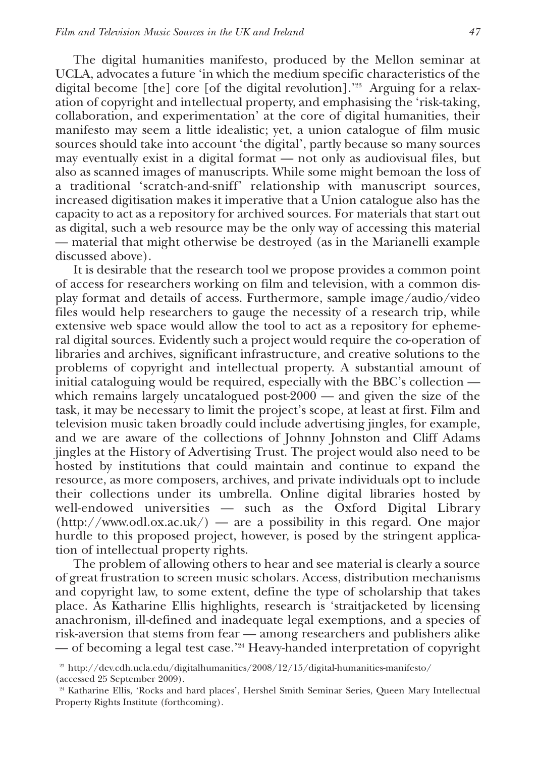The digital humanities manifesto, produced by the Mellon seminar at UCLA, advocates a future 'in which the medium specific characteristics of the digital become [the] core [of the digital revolution].'[23] Arguing for a relaxation of copyright and intellectual property, and emphasising the 'risk-taking, collaboration, and experimentation' at the core of digital humanities, their manifesto may seem a little idealistic; yet, a union catalogue of film music sources should take into account 'the digital', partly because so many sources may eventually exist in a digital format — not only as audiovisual files, but also as scanned images of manuscripts. While some might bemoan the loss of a traditional 'scratch-and-sniff' relationship with manuscript sources, increased digitisation makes it imperative that a Union catalogue also has the capacity to act as a repository for archived sources. For materials that start out as digital, such a web resource may be the only way of accessing this material — material that might otherwise be destroyed (as in the Marianelli example discussed above).

It is desirable that the research tool we propose provides a common point of access for researchers working on film and television, with a common display format and details of access. Furthermore, sample image/audio/video files would help researchers to gauge the necessity of a research trip, while extensive web space would allow the tool to act as a repository for ephemeral digital sources. Evidently such a project would require the co-operation of libraries and archives, significant infrastructure, and creative solutions to the problems of copyright and intellectual property. A substantial amount of initial cataloguing would be required, especially with the BBC's collection — which remains largely uncatalogued post-2000 — and given the size of the task, it may be necessary to limit the project's scope, at least at first. Film and television music taken broadly could include advertising jingles, for example, and we are aware of the collections of Johnny Johnston and Cliff Adams jingles at the History of Advertising Trust. The project would also need to be hosted by institutions that could maintain and continue to expand the resource, as more composers, archives, and private individuals opt to include their collections under its umbrella. Online digital libraries hosted by well-endowed universities — such as the Oxford Digital Library (http://www.odl.ox.ac.uk/) — are a possibility in this regard. One major hurdle to this proposed project, however, is posed by the stringent application of intellectual property rights.

The problem of allowing others to hear and see material is clearly a source of great frustration to screen music scholars. Access, distribution mechanisms and copyright law, to some extent, define the type of scholarship that takes place. As Katharine Ellis highlights, research is 'straitjacketed by licensing anachronism, ill-defined and inadequate legal exemptions, and a species of risk-aversion that stems from fear — among researchers and publishers alike — of becoming a legal test case.'[24] Heavy-handed interpretation of copyright

[23] http://dev.cdh.ucla.edu/digitalhumanities/2008/12/15/digital-humanities-manifesto/ (accessed 25 September 2009).

[24] Katharine Ellis, 'Rocks and hard places', Hershel Smith Seminar Series, Queen Mary Intellectual Property Rights Institute (forthcoming).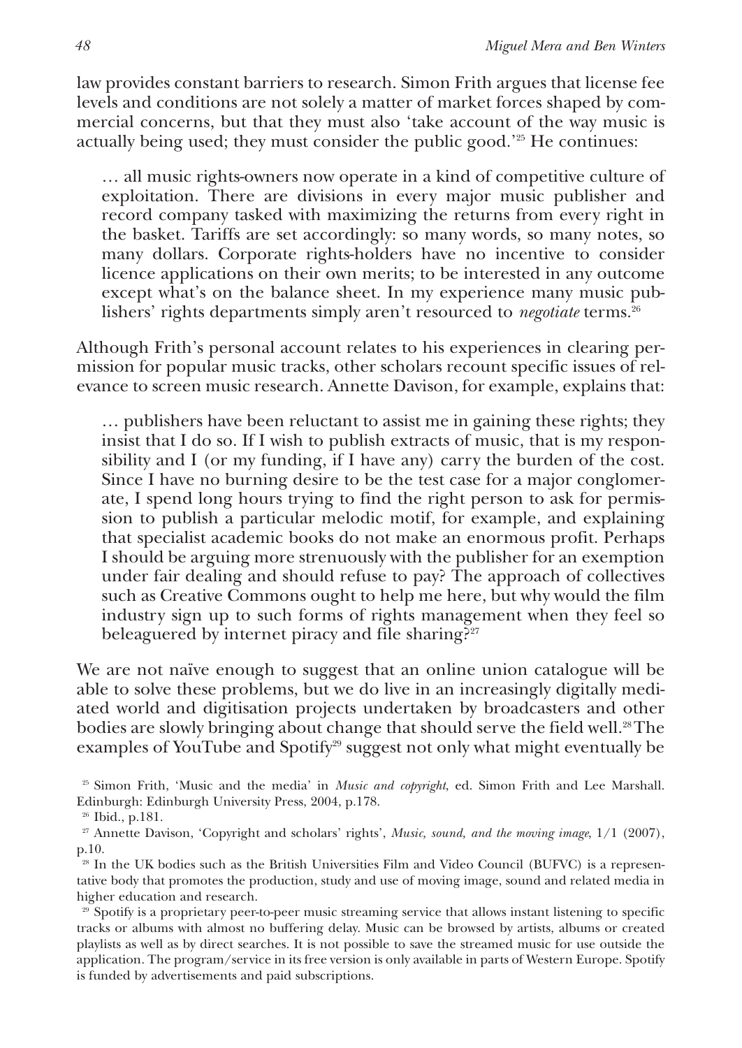law provides constant barriers to research. Simon Frith argues that license fee levels and conditions are not solely a matter of market forces shaped by commercial concerns, but that they must also 'take account of the way music is actually being used; they must consider the public good.'[25] He continues:

> … all music rights-owners now operate in a kind of competitive culture of exploitation. There are divisions in every major music publisher and record company tasked with maximizing the returns from every right in the basket. Tariffs are set accordingly: so many words, so many notes, so many dollars. Corporate rights-holders have no incentive to consider licence applications on their own merits; to be interested in any outcome except what's on the balance sheet. In my experience many music publishers' rights departments simply aren't resourced to *negotiate* terms.[26]

Although Frith's personal account relates to his experiences in clearing permission for popular music tracks, other scholars recount specific issues of relevance to screen music research. Annette Davison, for example, explains that:

> … publishers have been reluctant to assist me in gaining these rights; they insist that I do so. If I wish to publish extracts of music, that is my responsibility and I (or my funding, if I have any) carry the burden of the cost. Since I have no burning desire to be the test case for a major conglomerate, I spend long hours trying to find the right person to ask for permission to publish a particular melodic motif, for example, and explaining that specialist academic books do not make an enormous profit. Perhaps I should be arguing more strenuously with the publisher for an exemption under fair dealing and should refuse to pay? The approach of collectives such as Creative Commons ought to help me here, but why would the film industry sign up to such forms of rights management when they feel so beleaguered by internet piracy and file sharing?[27]

We are not naïve enough to suggest that an online union catalogue will be able to solve these problems, but we do live in an increasingly digitally mediated world and digitisation projects undertaken by broadcasters and other bodies are slowly bringing about change that should serve the field well.[28] The examples of YouTube and Spotify[29] suggest not only what might eventually be

[25] Simon Frith, 'Music and the media' in *Music and copyright*, ed. Simon Frith and Lee Marshall. Edinburgh: Edinburgh University Press, 2004, p.178.

[26] Ibid., p.181.

[27] Annette Davison, 'Copyright and scholars' rights', *Music, sound, and the moving image*, 1/1 (2007), p.10.

[28] In the UK bodies such as the British Universities Film and Video Council (BUFVC) is a representative body that promotes the production, study and use of moving image, sound and related media in higher education and research.

[29] Spotify is a proprietary peer-to-peer music streaming service that allows instant listening to specific tracks or albums with almost no buffering delay. Music can be browsed by artists, albums or created playlists as well as by direct searches. It is not possible to save the streamed music for use outside the application. The program/service in its free version is only available in parts of Western Europe. Spotify is funded by advertisements and paid subscriptions.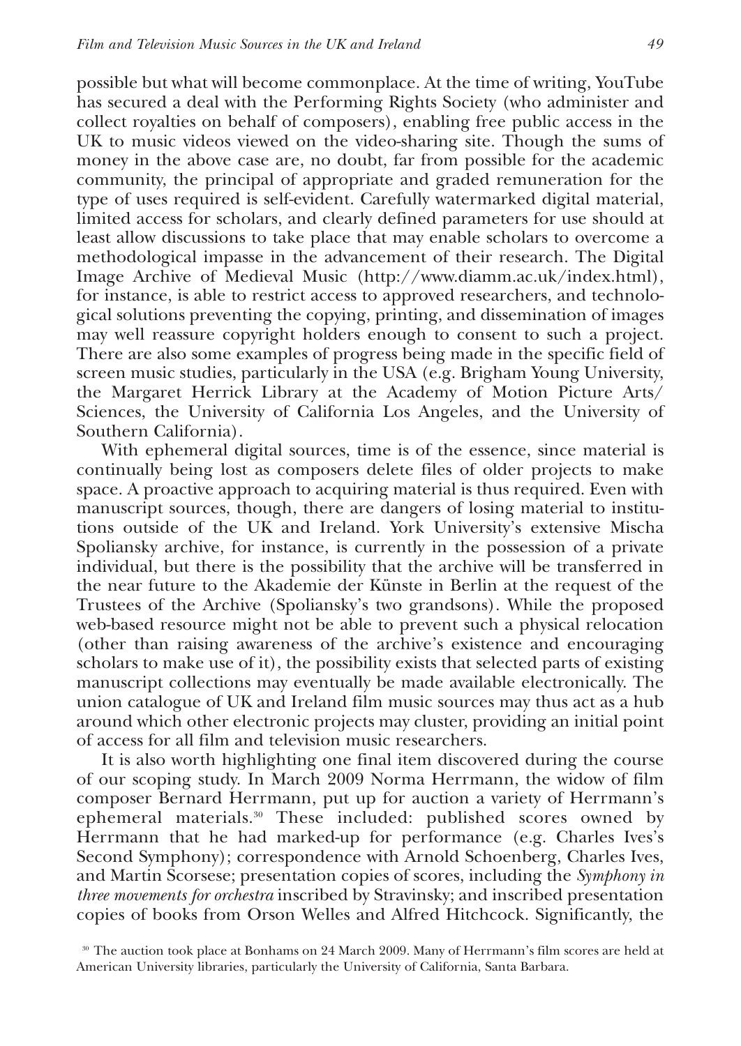possible but what will become commonplace. At the time of writing, YouTube has secured a deal with the Performing Rights Society (who administer and collect royalties on behalf of composers), enabling free public access in the UK to music videos viewed on the video-sharing site. Though the sums of money in the above case are, no doubt, far from possible for the academic community, the principal of appropriate and graded remuneration for the type of uses required is self-evident. Carefully watermarked digital material, limited access for scholars, and clearly defined parameters for use should at least allow discussions to take place that may enable scholars to overcome a methodological impasse in the advancement of their research. The Digital Image Archive of Medieval Music (http://www.diamm.ac.uk/index.html), for instance, is able to restrict access to approved researchers, and technological solutions preventing the copying, printing, and dissemination of images may well reassure copyright holders enough to consent to such a project. There are also some examples of progress being made in the specific field of screen music studies, particularly in the USA (e.g. Brigham Young University, the Margaret Herrick Library at the Academy of Motion Picture Arts/ Sciences, the University of California Los Angeles, and the University of Southern California).

With ephemeral digital sources, time is of the essence, since material is continually being lost as composers delete files of older projects to make space. A proactive approach to acquiring material is thus required. Even with manuscript sources, though, there are dangers of losing material to institutions outside of the UK and Ireland. York University's extensive Mischa Spoliansky archive, for instance, is currently in the possession of a private individual, but there is the possibility that the archive will be transferred in the near future to the Akademie der Künste in Berlin at the request of the Trustees of the Archive (Spoliansky's two grandsons). While the proposed web-based resource might not be able to prevent such a physical relocation (other than raising awareness of the archive's existence and encouraging scholars to make use of it), the possibility exists that selected parts of existing manuscript collections may eventually be made available electronically. The union catalogue of UK and Ireland film music sources may thus act as a hub around which other electronic projects may cluster, providing an initial point of access for all film and television music researchers.

It is also worth highlighting one final item discovered during the course of our scoping study. In March 2009 Norma Herrmann, the widow of film composer Bernard Herrmann, put up for auction a variety of Herrmann's ephemeral materials.[30] These included: published scores owned by Herrmann that he had marked-up for performance (e.g. Charles Ives's Second Symphony); correspondence with Arnold Schoenberg, Charles Ives, and Martin Scorsese; presentation copies of scores, including the *Symphony in three movements for orchestra* inscribed by Stravinsky; and inscribed presentation copies of books from Orson Welles and Alfred Hitchcock. Significantly, the

[30] The auction took place at Bonhams on 24 March 2009. Many of Herrmann's film scores are held at American University libraries, particularly the University of California, Santa Barbara.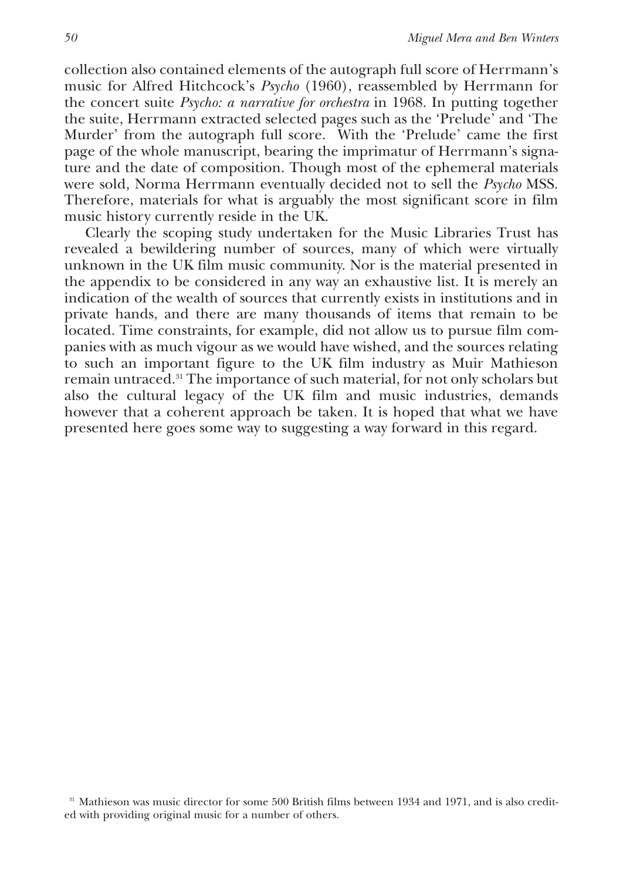collection also contained elements of the autograph full score of Herrmann's music for Alfred Hitchcock's *Psycho* (1960), reassembled by Herrmann for the concert suite *Psycho: a narrative for orchestra* in 1968. In putting together the suite, Herrmann extracted selected pages such as the 'Prelude' and 'The Murder' from the autograph full score. With the 'Prelude' came the first page of the whole manuscript, bearing the imprimatur of Herrmann's signature and the date of composition. Though most of the ephemeral materials were sold, Norma Herrmann eventually decided not to sell the *Psycho* MSS. Therefore, materials for what is arguably the most significant score in film music history currently reside in the UK.

Clearly the scoping study undertaken for the Music Libraries Trust has revealed a bewildering number of sources, many of which were virtually unknown in the UK film music community. Nor is the material presented in the appendix to be considered in any way an exhaustive list. It is merely an indication of the wealth of sources that currently exists in institutions and in private hands, and there are many thousands of items that remain to be located. Time constraints, for example, did not allow us to pursue film companies with as much vigour as we would have wished, and the sources relating to such an important figure to the UK film industry as Muir Mathieson remain untraced.[31] The importance of such material, for not only scholars but also the cultural legacy of the UK film and music industries, demands however that a coherent approach be taken. It is hoped that what we have presented here goes some way to suggesting a way forward in this regard.

[31] Mathieson was music director for some 500 British films between 1934 and 1971, and is also credited with providing original music for a number of others.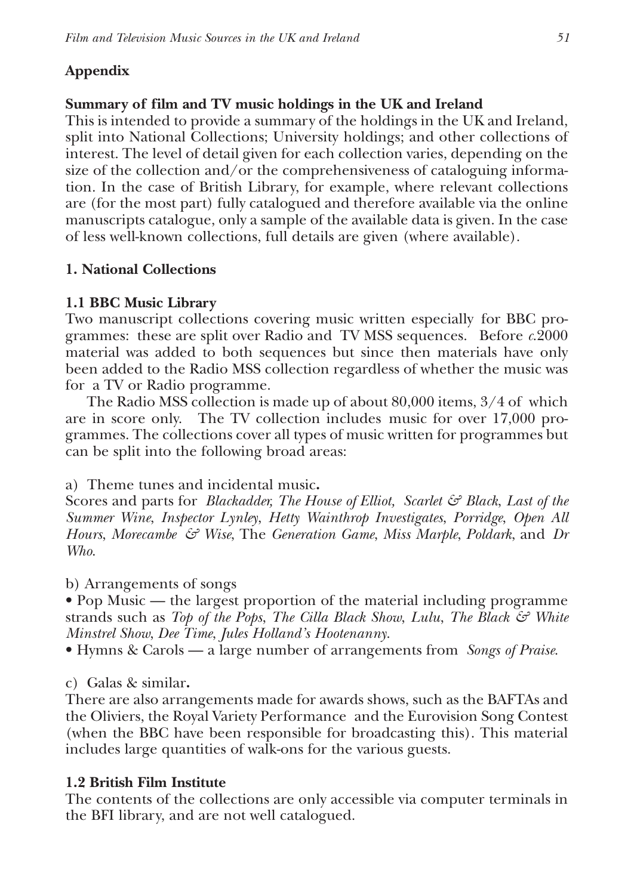## Appendix

### Summary of film and TV music holdings in the UK and Ireland

This is intended to provide a summary of the holdings in the UK and Ireland, split into National Collections; University holdings; and other collections of interest. The level of detail given for each collection varies, depending on the size of the collection and/or the comprehensiveness of cataloguing information. In the case of British Library, for example, where relevant collections are (for the most part) fully catalogued and therefore available via the online manuscripts catalogue, only a sample of the available data is given. In the case of less well-known collections, full details are given (where available).

### 1. National Collections

#### 1.1 BBC Music Library

Two manuscript collections covering music written especially for BBC programmes: these are split over Radio and TV MSS sequences. Before *c.*2000 material was added to both sequences but since then materials have only been added to the Radio MSS collection regardless of whether the music was for a TV or Radio programme.

The Radio MSS collection is made up of about 80,000 items, 3/4 of which are in score only. The TV collection includes music for over 17,000 programmes. The collections cover all types of music written for programmes but can be split into the following broad areas:

a) Theme tunes and incidental music**.**

Scores and parts for *Blackadder, The House of Elliot, Scarlet & Black*, *Last of the Summer Wine*, *Inspector Lynley*, *Hetty Wainthrop Investigates*, *Porridge*, *Open All Hours*, *Morecambe & Wise*, The *Generation Game*, *Miss Marple*, *Poldark*, and *Dr Who*.

b) Arrangements of songs

- Pop Music — the largest proportion of the material including programme strands such as *Top of the Pops*, *The Cilla Black Show*, *Lulu*, *The Black & White Minstrel Show*, *Dee Time*, *Jules Holland's Hootenanny*.
- Hymns & Carols — a large number of arrangements from *Songs of Praise*.

c) Galas & similar**.**

There are also arrangements made for awards shows, such as the BAFTAs and the Oliviers, the Royal Variety Performance and the Eurovision Song Contest (when the BBC have been responsible for broadcasting this). This material includes large quantities of walk-ons for the various guests.

#### 1.2 British Film Institute

The contents of the collections are only accessible via computer terminals in the BFI library, and are not well catalogued.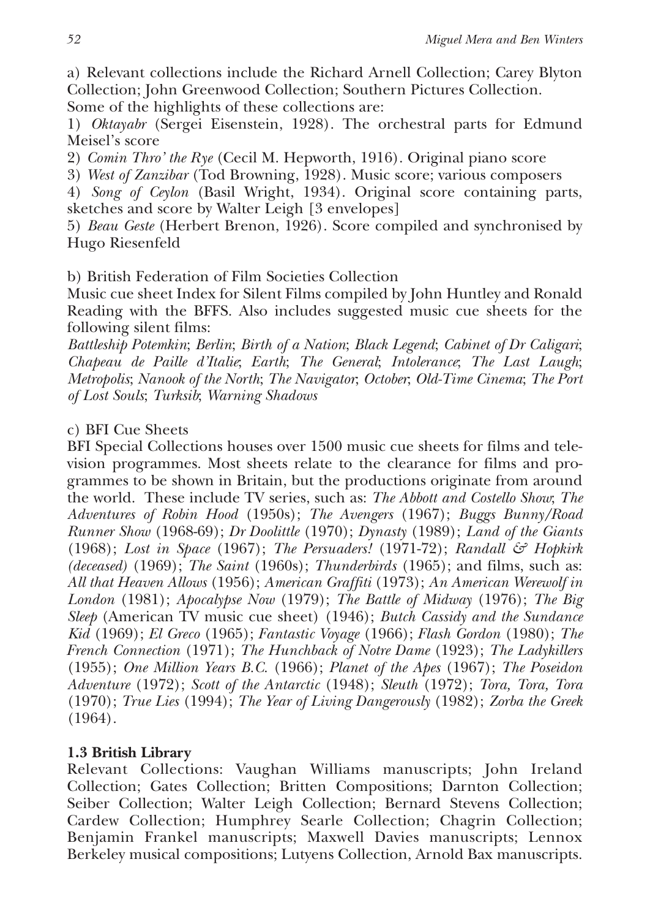a) Relevant collections include the Richard Arnell Collection; Carey Blyton Collection; John Greenwood Collection; Southern Pictures Collection.
Some of the highlights of these collections are:

1) *Oktayabr* (Sergei Eisenstein, 1928). The orchestral parts for Edmund Meisel's score
2) *Comin Thro' the Rye* (Cecil M. Hepworth, 1916). Original piano score
3) *West of Zanzibar* (Tod Browning, 1928). Music score; various composers
4) *Song of Ceylon* (Basil Wright, 1934). Original score containing parts, sketches and score by Walter Leigh [3 envelopes]
5) *Beau Geste* (Herbert Brenon, 1926). Score compiled and synchronised by Hugo Riesenfeld

b) British Federation of Film Societies Collection
Music cue sheet Index for Silent Films compiled by John Huntley and Ronald Reading with the BFFS. Also includes suggested music cue sheets for the following silent films:
*Battleship Potemkin*; *Berlin*; *Birth of a Nation*; *Black Legend*; *Cabinet of Dr Caligari*; *Chapeau de Paille d'Italie*; *Earth*; *The General*; *Intolerance*; *The Last Laugh*; *Metropolis*; *Nanook of the North*; *The Navigator*; *October*; *Old-Time Cinema*; *The Port of Lost Souls*; *Turksib*; *Warning Shadows*

c) BFI Cue Sheets
BFI Special Collections houses over 1500 music cue sheets for films and television programmes. Most sheets relate to the clearance for films and programmes to be shown in Britain, but the productions originate from around the world. These include TV series, such as: *The Abbott and Costello Show*; *The Adventures of Robin Hood* (1950s); *The Avengers* (1967); *Buggs Bunny/Road Runner Show* (1968-69); *Dr Doolittle* (1970); *Dynasty* (1989); *Land of the Giants* (1968); *Lost in Space* (1967); *The Persuaders!* (1971-72); *Randall & Hopkirk (deceased)* (1969); *The Saint* (1960s); *Thunderbirds* (1965); and films, such as: *All that Heaven Allows* (1956); *American Graffiti* (1973); *An American Werewolf in London* (1981); *Apocalypse Now* (1979); *The Battle of Midway* (1976); *The Big Sleep* (American TV music cue sheet) (1946); *Butch Cassidy and the Sundance Kid* (1969); *El Greco* (1965); *Fantastic Voyage* (1966); *Flash Gordon* (1980); *The French Connection* (1971); *The Hunchback of Notre Dame* (1923); *The Ladykillers* (1955); *One Million Years B.C.* (1966); *Planet of the Apes* (1967); *The Poseidon Adventure* (1972); *Scott of the Antarctic* (1948); *Sleuth* (1972); *Tora, Tora, Tora* (1970); *True Lies* (1994); *The Year of Living Dangerously* (1982); *Zorba the Greek* (1964).

### 1.3 British Library

Relevant Collections: Vaughan Williams manuscripts; John Ireland Collection; Gates Collection; Britten Compositions; Darnton Collection; Seiber Collection; Walter Leigh Collection; Bernard Stevens Collection; Cardew Collection; Humphrey Searle Collection; Chagrin Collection; Benjamin Frankel manuscripts; Maxwell Davies manuscripts; Lennox Berkeley musical compositions; Lutyens Collection, Arnold Bax manuscripts.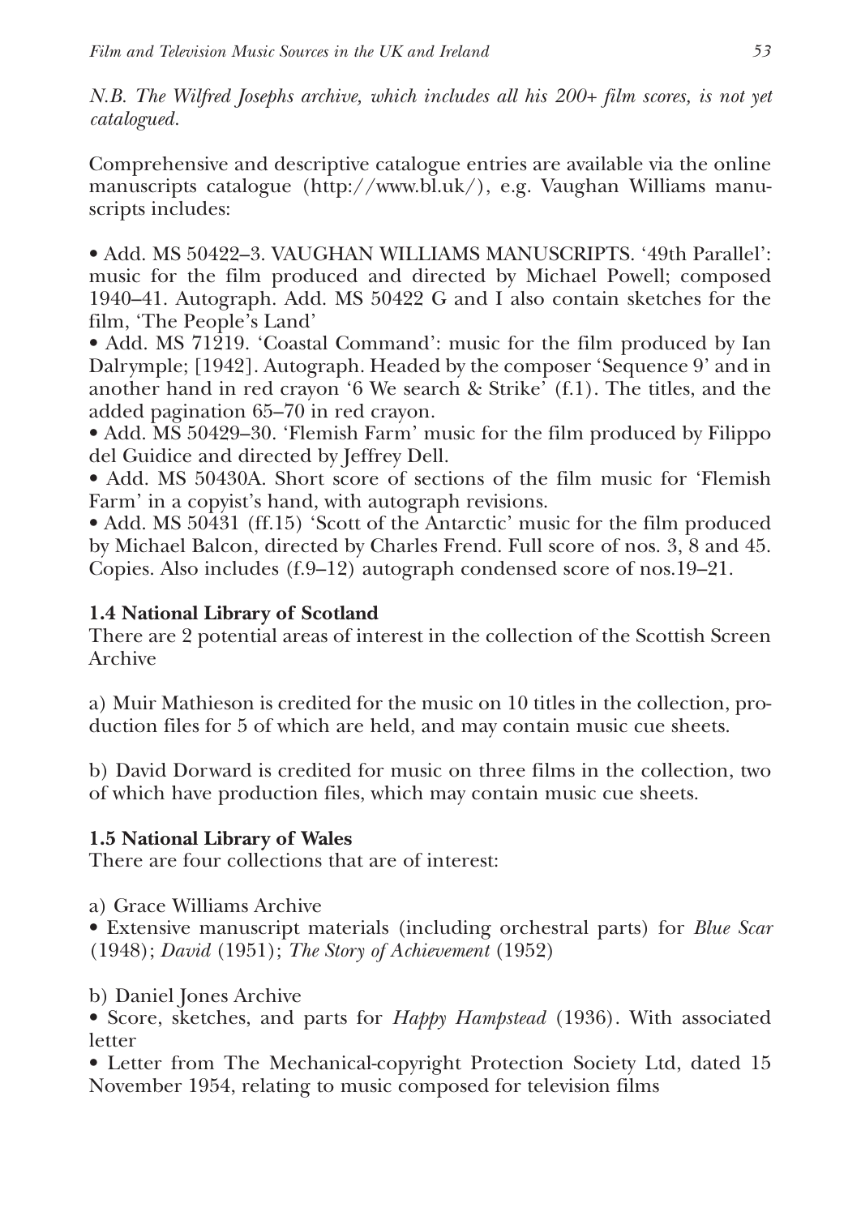*N.B. The Wilfred Josephs archive, which includes all his 200+ film scores, is not yet catalogued.*

Comprehensive and descriptive catalogue entries are available via the online manuscripts catalogue (http://www.bl.uk/), e.g. Vaughan Williams manuscripts includes:

- Add. MS 50422–3. VAUGHAN WILLIAMS MANUSCRIPTS. '49th Parallel': music for the film produced and directed by Michael Powell; composed 1940–41. Autograph. Add. MS 50422 G and I also contain sketches for the film, 'The People's Land'
- Add. MS 71219. 'Coastal Command': music for the film produced by Ian Dalrymple; [1942]. Autograph. Headed by the composer 'Sequence 9' and in another hand in red crayon '6 We search & Strike' (f.1). The titles, and the added pagination 65–70 in red crayon.
- Add. MS 50429–30. 'Flemish Farm' music for the film produced by Filippo del Guidice and directed by Jeffrey Dell.
- Add. MS 50430A. Short score of sections of the film music for 'Flemish Farm' in a copyist's hand, with autograph revisions.
- Add. MS 50431 (ff.15) 'Scott of the Antarctic' music for the film produced by Michael Balcon, directed by Charles Frend. Full score of nos. 3, 8 and 45. Copies. Also includes (f.9–12) autograph condensed score of nos.19–21.

**1.4 National Library of Scotland**

There are 2 potential areas of interest in the collection of the Scottish Screen Archive

a) Muir Mathieson is credited for the music on 10 titles in the collection, production files for 5 of which are held, and may contain music cue sheets.

b) David Dorward is credited for music on three films in the collection, two of which have production files, which may contain music cue sheets.

**1.5 National Library of Wales**

There are four collections that are of interest:

a) Grace Williams Archive

- Extensive manuscript materials (including orchestral parts) for *Blue Scar* (1948); *David* (1951); *The Story of Achievement* (1952)

b) Daniel Jones Archive

- Score, sketches, and parts for *Happy Hampstead* (1936). With associated letter
- Letter from The Mechanical-copyright Protection Society Ltd, dated 15 November 1954, relating to music composed for television films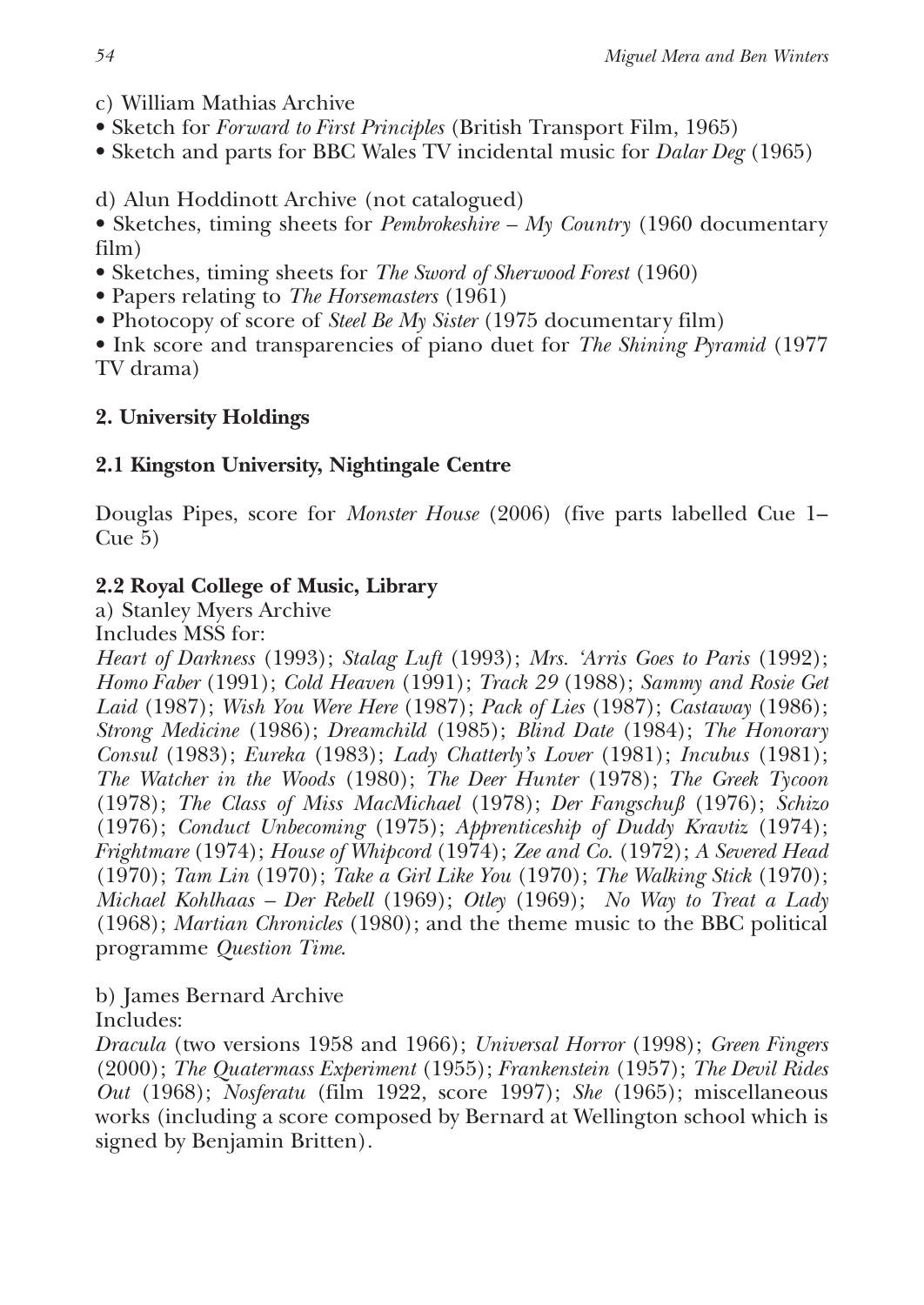c) William Mathias Archive

- Sketch for *Forward to First Principles* (British Transport Film, 1965)
- Sketch and parts for BBC Wales TV incidental music for *Dalar Deg* (1965)

d) Alun Hoddinott Archive (not catalogued)

- Sketches, timing sheets for *Pembrokeshire – My Country* (1960 documentary film)
- Sketches, timing sheets for *The Sword of Sherwood Forest* (1960)
- Papers relating to *The Horsemasters* (1961)
- Photocopy of score of *Steel Be My Sister* (1975 documentary film)
- Ink score and transparencies of piano duet for *The Shining Pyramid* (1977 TV drama)

## 2. University Holdings

### 2.1 Kingston University, Nightingale Centre

Douglas Pipes, score for *Monster House* (2006) (five parts labelled Cue 1–Cue 5)

### 2.2 Royal College of Music, Library

a) Stanley Myers Archive

Includes MSS for:

*Heart of Darkness* (1993); *Stalag Luft* (1993); *Mrs. 'Arris Goes to Paris* (1992); *Homo Faber* (1991); *Cold Heaven* (1991); *Track 29* (1988); *Sammy and Rosie Get Laid* (1987); *Wish You Were Here* (1987); *Pack of Lies* (1987); *Castaway* (1986); *Strong Medicine* (1986); *Dreamchild* (1985); *Blind Date* (1984); *The Honorary Consul* (1983); *Eureka* (1983); *Lady Chatterly's Lover* (1981); *Incubus* (1981); *The Watcher in the Woods* (1980); *The Deer Hunter* (1978); *The Greek Tycoon* (1978); *The Class of Miss MacMichael* (1978); *Der Fangschuß* (1976); *Schizo* (1976); *Conduct Unbecoming* (1975); *Apprenticeship of Duddy Kravtiz* (1974); *Frightmare* (1974); *House of Whipcord* (1974); *Zee and Co.* (1972); *A Severed Head* (1970); *Tam Lin* (1970); *Take a Girl Like You* (1970); *The Walking Stick* (1970); *Michael Kohlhaas – Der Rebell* (1969); *Otley* (1969); *No Way to Treat a Lady* (1968); *Martian Chronicles* (1980); and the theme music to the BBC political programme *Question Time*.

b) James Bernard Archive

Includes:

*Dracula* (two versions 1958 and 1966); *Universal Horror* (1998); *Green Fingers* (2000); *The Quatermass Experiment* (1955); *Frankenstein* (1957); *The Devil Rides Out* (1968); *Nosferatu* (film 1922, score 1997); *She* (1965); miscellaneous works (including a score composed by Bernard at Wellington school which is signed by Benjamin Britten).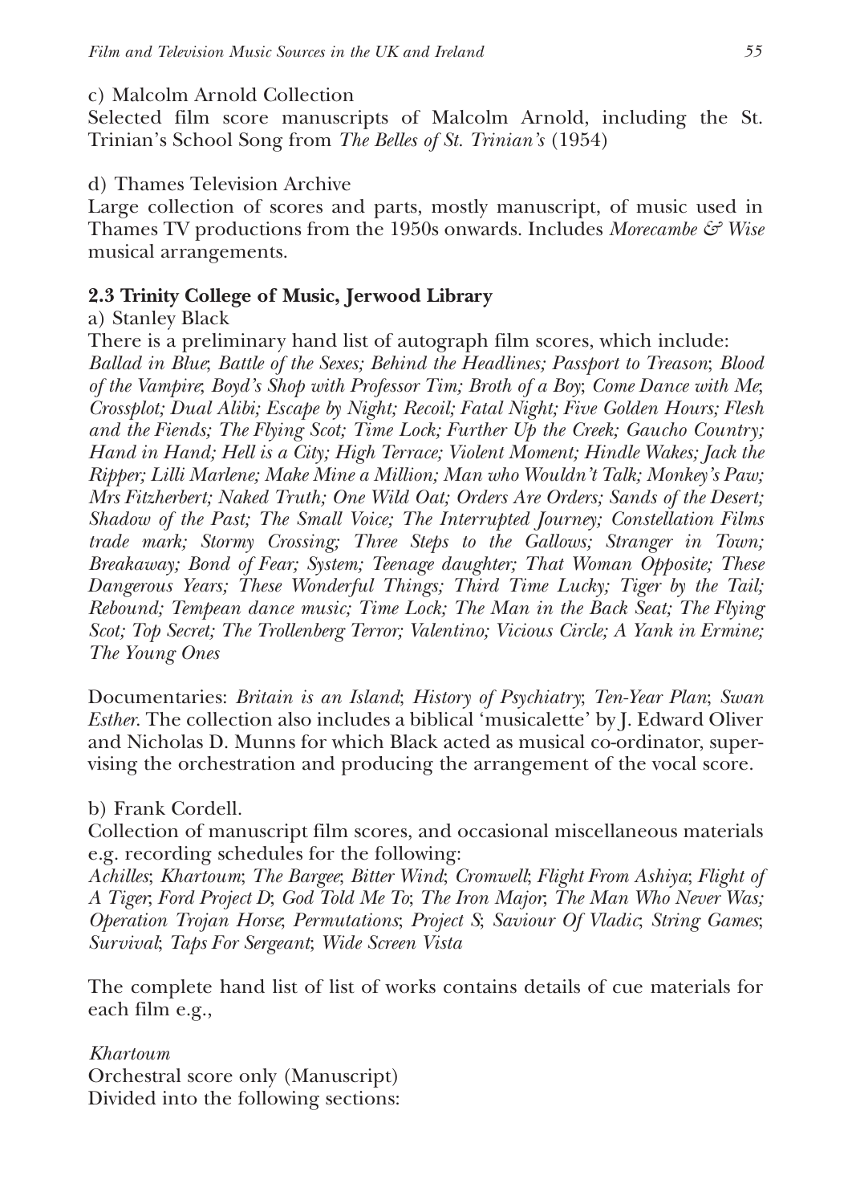c) Malcolm Arnold Collection

Selected film score manuscripts of Malcolm Arnold, including the St. Trinian's School Song from *The Belles of St. Trinian's* (1954)

d) Thames Television Archive

Large collection of scores and parts, mostly manuscript, of music used in Thames TV productions from the 1950s onwards. Includes *Morecambe & Wise* musical arrangements.

### 2.3 Trinity College of Music, Jerwood Library

a) Stanley Black

There is a preliminary hand list of autograph film scores, which include: *Ballad in Blue*; *Battle of the Sexes; Behind the Headlines; Passport to Treason*; *Blood of the Vampire*; *Boyd's Shop with Professor Tim; Broth of a Boy*; *Come Dance with Me*; *Crossplot; Dual Alibi; Escape by Night; Recoil; Fatal Night; Five Golden Hours; Flesh and the Fiends; The Flying Scot; Time Lock; Further Up the Creek; Gaucho Country; Hand in Hand; Hell is a City; High Terrace; Violent Moment; Hindle Wakes; Jack the Ripper; Lilli Marlene; Make Mine a Million; Man who Wouldn't Talk; Monkey's Paw; Mrs Fitzherbert; Naked Truth; One Wild Oat; Orders Are Orders; Sands of the Desert; Shadow of the Past; The Small Voice; The Interrupted Journey; Constellation Films trade mark; Stormy Crossing; Three Steps to the Gallows; Stranger in Town; Breakaway; Bond of Fear; System; Teenage daughter; That Woman Opposite; These Dangerous Years; These Wonderful Things; Third Time Lucky; Tiger by the Tail; Rebound; Tempean dance music; Time Lock; The Man in the Back Seat; The Flying Scot; Top Secret; The Trollenberg Terror; Valentino; Vicious Circle; A Yank in Ermine; The Young Ones*

Documentaries: *Britain is an Island*; *History of Psychiatry*; *Ten-Year Plan*; *Swan Esther*. The collection also includes a biblical 'musicalette' by J. Edward Oliver and Nicholas D. Munns for which Black acted as musical co-ordinator, supervising the orchestration and producing the arrangement of the vocal score.

b) Frank Cordell.

Collection of manuscript film scores, and occasional miscellaneous materials e.g. recording schedules for the following:

*Achilles*; *Khartoum*; *The Bargee*; *Bitter Wind*; *Cromwell*; *Flight From Ashiya*; *Flight of A Tiger*; *Ford Project D*; *God Told Me To*; *The Iron Major*; *The Man Who Never Was; Operation Trojan Horse*; *Permutations*; *Project S*; *Saviour Of Vladic*; *String Games*; *Survival*; *Taps For Sergeant*; *Wide Screen Vista*

The complete hand list of list of works contains details of cue materials for each film e.g.,

*Khartoum*

Orchestral score only (Manuscript)

Divided into the following sections: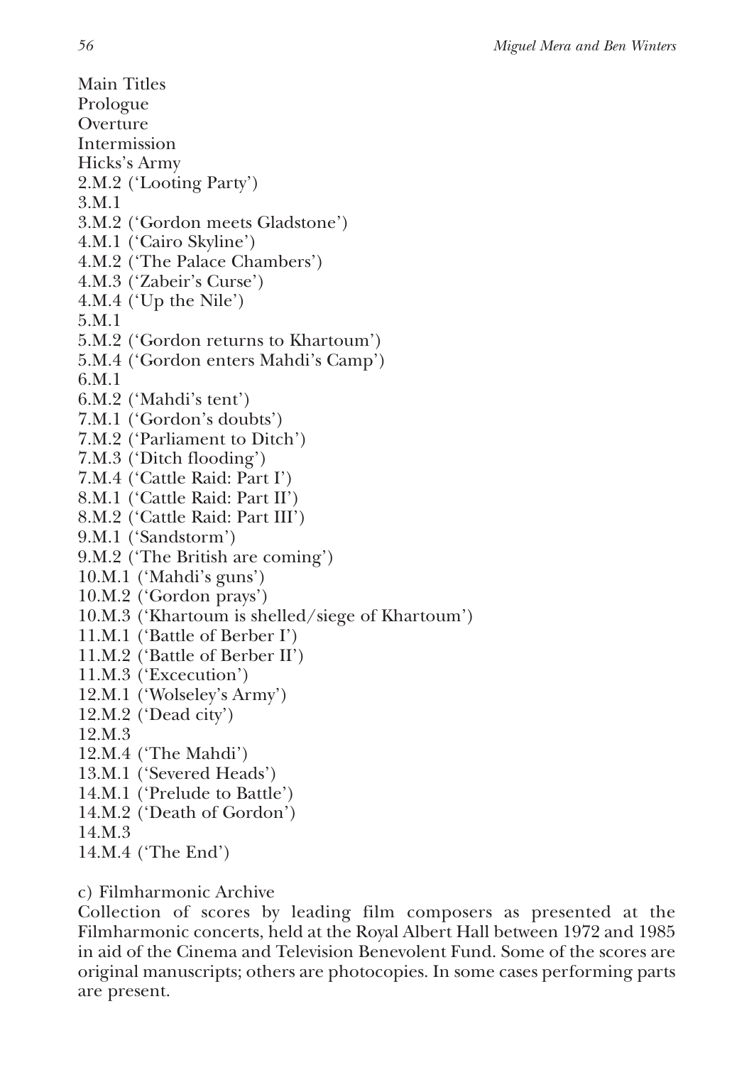Main Titles
Prologue
Overture
Intermission
Hicks's Army
2.M.2 ('Looting Party')
3.M.1
3.M.2 ('Gordon meets Gladstone')
4.M.1 ('Cairo Skyline')
4.M.2 ('The Palace Chambers')
4.M.3 ('Zabeir's Curse')
4.M.4 ('Up the Nile')
5.M.1
5.M.2 ('Gordon returns to Khartoum')
5.M.4 ('Gordon enters Mahdi's Camp')
6.M.1
6.M.2 ('Mahdi's tent')
7.M.1 ('Gordon's doubts')
7.M.2 ('Parliament to Ditch')
7.M.3 ('Ditch flooding')
7.M.4 ('Cattle Raid: Part I')
8.M.1 ('Cattle Raid: Part II')
8.M.2 ('Cattle Raid: Part III')
9.M.1 ('Sandstorm')
9.M.2 ('The British are coming')
10.M.1 ('Mahdi's guns')
10.M.2 ('Gordon prays')
10.M.3 ('Khartoum is shelled/siege of Khartoum')
11.M.1 ('Battle of Berber I')
11.M.2 ('Battle of Berber II')
11.M.3 ('Excecution')
12.M.1 ('Wolseley's Army')
12.M.2 ('Dead city')
12.M.3
12.M.4 ('The Mahdi')
13.M.1 ('Severed Heads')
14.M.1 ('Prelude to Battle')
14.M.2 ('Death of Gordon')
14.M.3
14.M.4 ('The End')

c) Filmharmonic Archive

Collection of scores by leading film composers as presented at the Filmharmonic concerts, held at the Royal Albert Hall between 1972 and 1985 in aid of the Cinema and Television Benevolent Fund. Some of the scores are original manuscripts; others are photocopies. In some cases performing parts are present.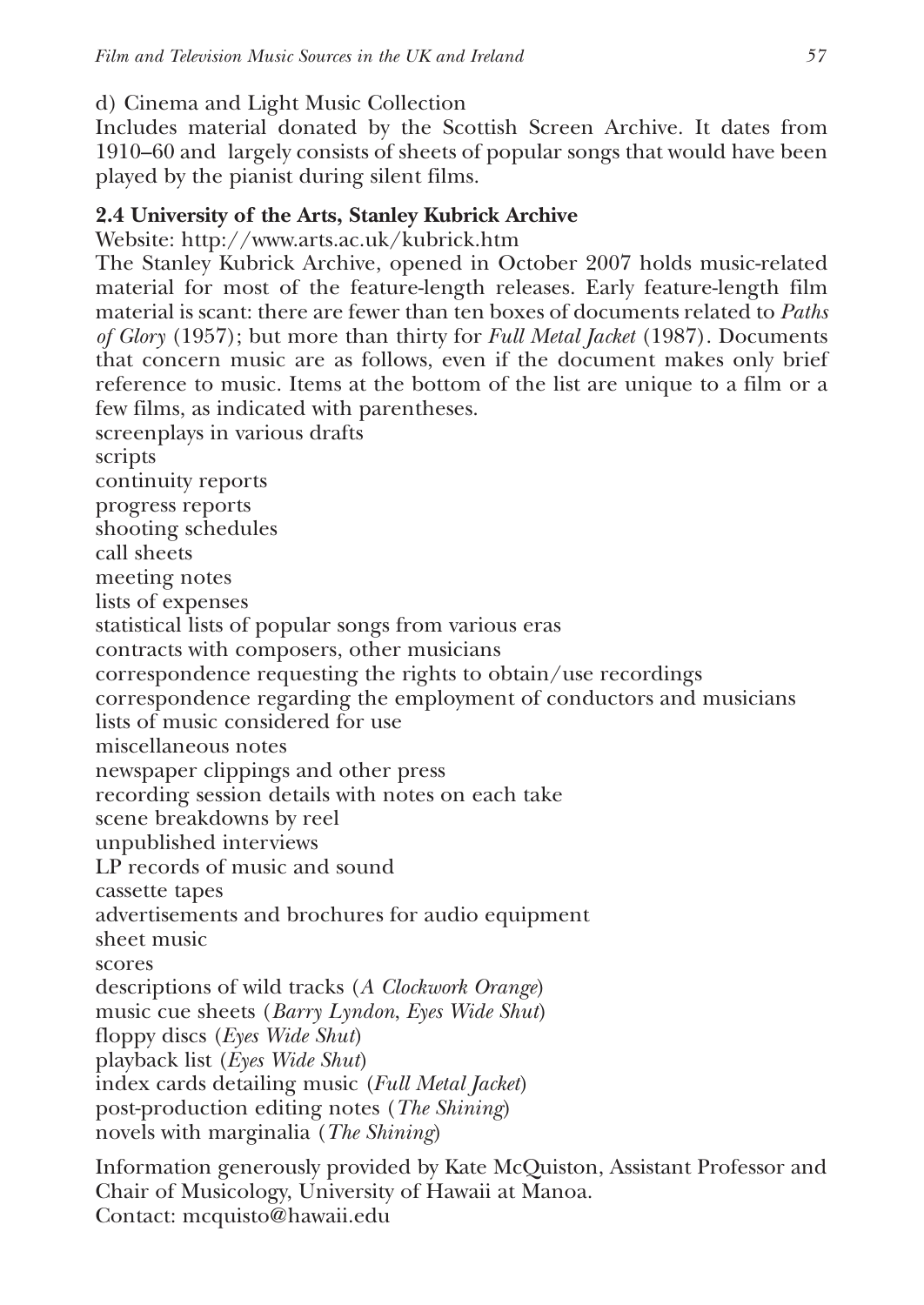d) Cinema and Light Music Collection

Includes material donated by the Scottish Screen Archive. It dates from 1910–60 and largely consists of sheets of popular songs that would have been played by the pianist during silent films.

**2.4 University of the Arts, Stanley Kubrick Archive**

Website: http://www.arts.ac.uk/kubrick.htm

The Stanley Kubrick Archive, opened in October 2007 holds music-related material for most of the feature-length releases. Early feature-length film material is scant: there are fewer than ten boxes of documents related to *Paths of Glory* (1957); but more than thirty for *Full Metal Jacket* (1987). Documents that concern music are as follows, even if the document makes only brief reference to music. Items at the bottom of the list are unique to a film or a few films, as indicated with parentheses.

screenplays in various drafts
scripts
continuity reports
progress reports
shooting schedules
call sheets
meeting notes
lists of expenses
statistical lists of popular songs from various eras
contracts with composers, other musicians
correspondence requesting the rights to obtain/use recordings
correspondence regarding the employment of conductors and musicians
lists of music considered for use
miscellaneous notes
newspaper clippings and other press
recording session details with notes on each take
scene breakdowns by reel
unpublished interviews
LP records of music and sound
cassette tapes
advertisements and brochures for audio equipment
sheet music
scores
descriptions of wild tracks (*A Clockwork Orange*)
music cue sheets (*Barry Lyndon*, *Eyes Wide Shut*)
floppy discs (*Eyes Wide Shut*)
playback list (*Eyes Wide Shut*)
index cards detailing music (*Full Metal Jacket*)
post-production editing notes (*The Shining*)
novels with marginalia (*The Shining*)

Information generously provided by Kate McQuiston, Assistant Professor and Chair of Musicology, University of Hawaii at Manoa.
Contact: mcquisto@hawaii.edu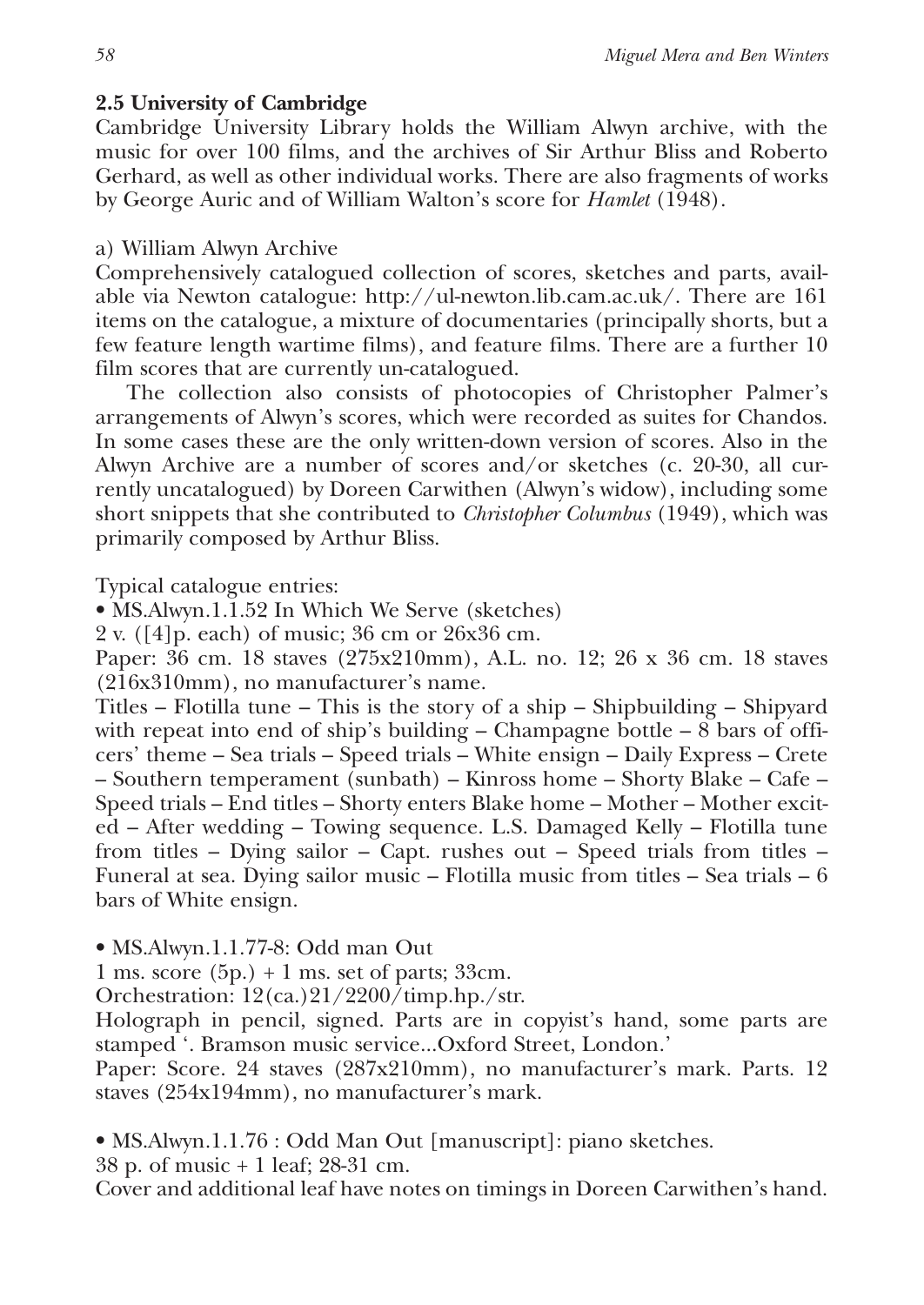### 2.5 University of Cambridge

Cambridge University Library holds the William Alwyn archive, with the music for over 100 films, and the archives of Sir Arthur Bliss and Roberto Gerhard, as well as other individual works. There are also fragments of works by George Auric and of William Walton's score for *Hamlet* (1948).

a) William Alwyn Archive

Comprehensively catalogued collection of scores, sketches and parts, available via Newton catalogue: http://ul-newton.lib.cam.ac.uk/. There are 161 items on the catalogue, a mixture of documentaries (principally shorts, but a few feature length wartime films), and feature films. There are a further 10 film scores that are currently un-catalogued.

The collection also consists of photocopies of Christopher Palmer's arrangements of Alwyn's scores, which were recorded as suites for Chandos. In some cases these are the only written-down version of scores. Also in the Alwyn Archive are a number of scores and/or sketches (c. 20-30, all currently uncatalogued) by Doreen Carwithen (Alwyn's widow), including some short snippets that she contributed to *Christopher Columbus* (1949), which was primarily composed by Arthur Bliss.

Typical catalogue entries:

• MS.Alwyn.1.1.52 In Which We Serve (sketches)
2 v. ([4]p. each) of music; 36 cm or 26x36 cm.
Paper: 36 cm. 18 staves (275x210mm), A.L. no. 12; 26 x 36 cm. 18 staves (216x310mm), no manufacturer's name.
Titles – Flotilla tune – This is the story of a ship – Shipbuilding – Shipyard with repeat into end of ship's building – Champagne bottle – 8 bars of officers' theme – Sea trials – Speed trials – White ensign – Daily Express – Crete – Southern temperament (sunbath) – Kinross home – Shorty Blake – Cafe – Speed trials – End titles – Shorty enters Blake home – Mother – Mother excited – After wedding – Towing sequence. L.S. Damaged Kelly – Flotilla tune from titles – Dying sailor – Capt. rushes out – Speed trials from titles – Funeral at sea. Dying sailor music – Flotilla music from titles – Sea trials – 6 bars of White ensign.

• MS.Alwyn.1.1.77-8: Odd man Out
1 ms. score (5p.) + 1 ms. set of parts; 33cm.
Orchestration: 12(ca.)21/2200/timp.hp./str.
Holograph in pencil, signed. Parts are in copyist's hand, some parts are stamped '. Bramson music service...Oxford Street, London.'
Paper: Score. 24 staves (287x210mm), no manufacturer's mark. Parts. 12 staves (254x194mm), no manufacturer's mark.

• MS.Alwyn.1.1.76 : Odd Man Out [manuscript]: piano sketches.
38 p. of music + 1 leaf; 28-31 cm.
Cover and additional leaf have notes on timings in Doreen Carwithen's hand.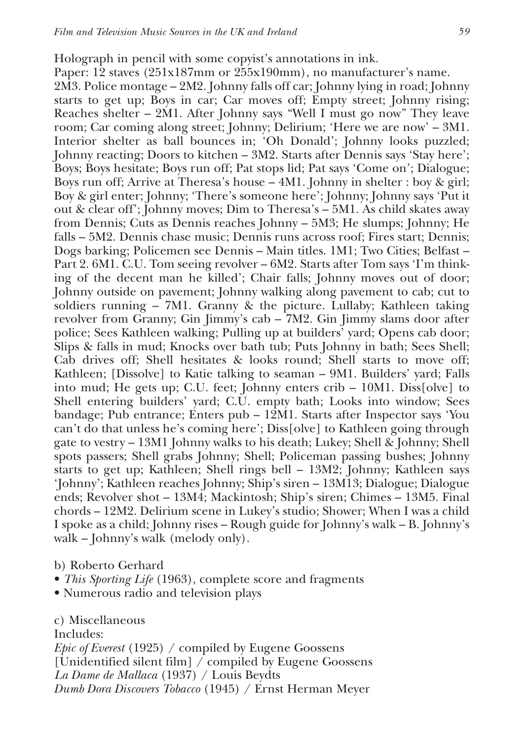Holograph in pencil with some copyist's annotations in ink.
Paper: 12 staves (251x187mm or 255x190mm), no manufacturer's name.
2M3. Police montage – 2M2. Johnny falls off car; Johnny lying in road; Johnny starts to get up; Boys in car; Car moves off; Empty street; Johnny rising; Reaches shelter – 2M1. After Johnny says "Well I must go now" They leave room; Car coming along street; Johnny; Delirium; 'Here we are now' – 3M1. Interior shelter as ball bounces in; 'Oh Donald'; Johnny looks puzzled; Johnny reacting; Doors to kitchen – 3M2. Starts after Dennis says 'Stay here'; Boys; Boys hesitate; Boys run off; Pat stops lid; Pat says 'Come on'; Dialogue; Boys run off; Arrive at Theresa's house – 4M1. Johnny in shelter : boy & girl; Boy & girl enter; Johnny; 'There's someone here'; Johnny; Johnny says 'Put it out & clear off'; Johnny moves; Dim to Theresa's – 5M1. As child skates away from Dennis; Cuts as Dennis reaches Johnny – 5M3; He slumps; Johnny; He falls – 5M2. Dennis chase music; Dennis runs across roof; Fires start; Dennis; Dogs barking; Policemen see Dennis – Main titles. 1M1; Two Cities; Belfast – Part 2. 6M1. C.U. Tom seeing revolver – 6M2. Starts after Tom says 'I'm thinking of the decent man he killed'; Chair falls; Johnny moves out of door; Johnny outside on pavement; Johnny walking along pavement to cab; cut to soldiers running – 7M1. Granny & the picture. Lullaby; Kathleen taking revolver from Granny; Gin Jimmy's cab – 7M2. Gin Jimmy slams door after police; Sees Kathleen walking; Pulling up at builders' yard; Opens cab door; Slips & falls in mud; Knocks over bath tub; Puts Johnny in bath; Sees Shell; Cab drives off; Shell hesitates & looks round; Shell starts to move off; Kathleen; [Dissolve] to Katie talking to seaman – 9M1. Builders' yard; Falls into mud; He gets up; C.U. feet; Johnny enters crib – 10M1. Diss[olve] to Shell entering builders' yard; C.U. empty bath; Looks into window; Sees bandage; Pub entrance; Enters pub – 12M1. Starts after Inspector says 'You can't do that unless he's coming here'; Diss[olve] to Kathleen going through gate to vestry – 13M1 Johnny walks to his death; Lukey; Shell & Johnny; Shell spots passers; Shell grabs Johnny; Shell; Policeman passing bushes; Johnny starts to get up; Kathleen; Shell rings bell – 13M2; Johnny; Kathleen says 'Johnny'; Kathleen reaches Johnny; Ship's siren – 13M13; Dialogue; Dialogue ends; Revolver shot – 13M4; Mackintosh; Ship's siren; Chimes – 13M5. Final chords – 12M2. Delirium scene in Lukey's studio; Shower; When I was a child I spoke as a child; Johnny rises – Rough guide for Johnny's walk – B. Johnny's walk – Johnny's walk (melody only).

b) Roberto Gerhard

- *This Sporting Life* (1963), complete score and fragments
- Numerous radio and television plays

c) Miscellaneous

Includes:

*Epic of Everest* (1925) / compiled by Eugene Goossens
[Unidentified silent film] / compiled by Eugene Goossens
*La Dame de Mallaca* (1937) / Louis Beydts
*Dumb Dora Discovers Tobacco* (1945) / Ernst Herman Meyer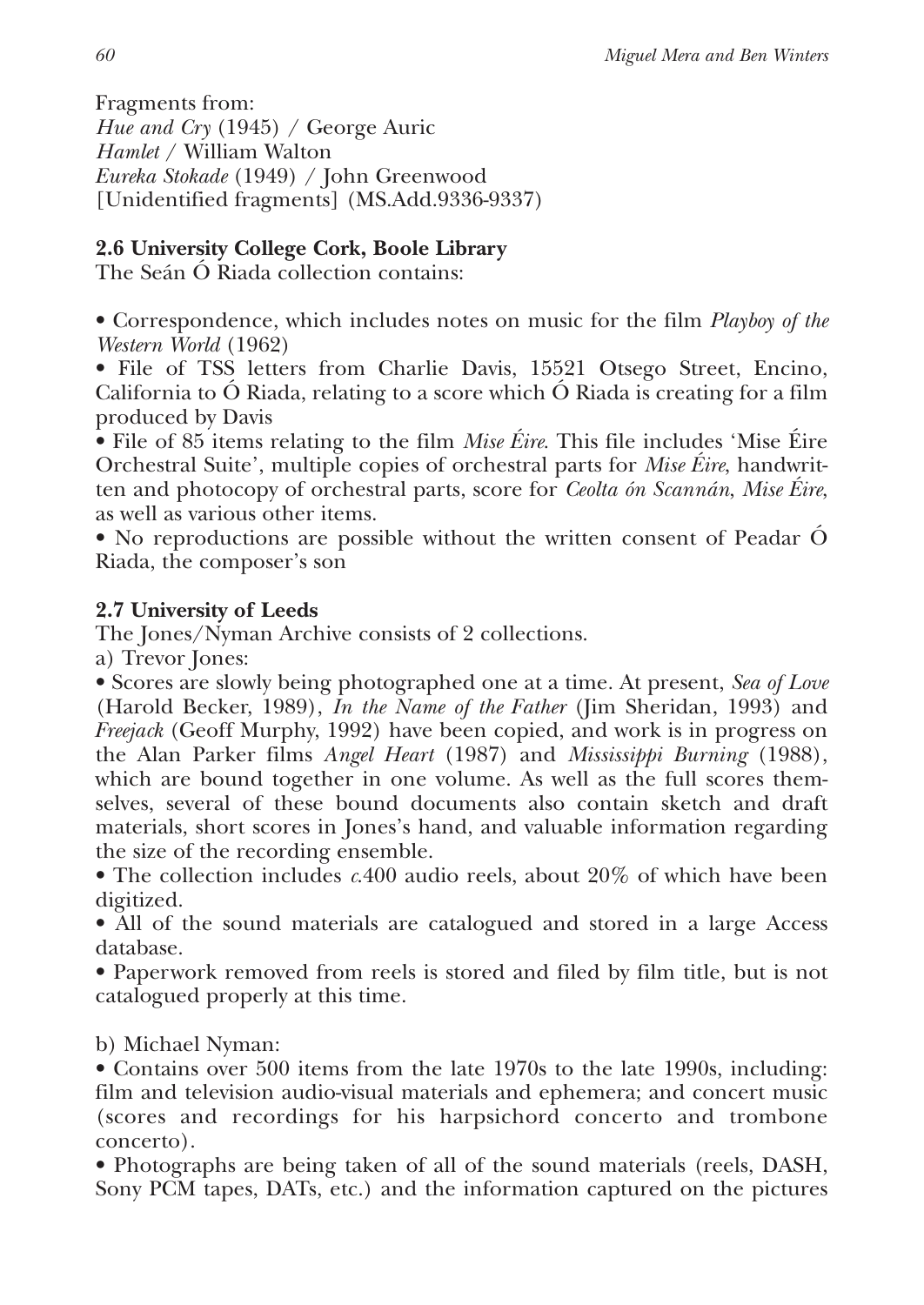Fragments from:
*Hue and Cry* (1945) / George Auric
*Hamlet* / William Walton
*Eureka Stokade* (1949) / John Greenwood
[Unidentified fragments] (MS.Add.9336-9337)

**2.6 University College Cork, Boole Library**

The Seán Ó Riada collection contains:

- Correspondence, which includes notes on music for the film *Playboy of the Western World* (1962)
- File of TSS letters from Charlie Davis, 15521 Otsego Street, Encino, California to Ó Riada, relating to a score which Ó Riada is creating for a film produced by Davis
- File of 85 items relating to the film *Mise Éire*. This file includes 'Mise Éire Orchestral Suite', multiple copies of orchestral parts for *Mise Éire*, handwritten and photocopy of orchestral parts, score for *Ceolta ón Scannán*, *Mise Éire*, as well as various other items.
- No reproductions are possible without the written consent of Peadar Ó Riada, the composer's son

**2.7 University of Leeds**

The Jones/Nyman Archive consists of 2 collections.

a) Trevor Jones:

- Scores are slowly being photographed one at a time. At present, *Sea of Love* (Harold Becker, 1989), *In the Name of the Father* (Jim Sheridan, 1993) and *Freejack* (Geoff Murphy, 1992) have been copied, and work is in progress on the Alan Parker films *Angel Heart* (1987) and *Mississippi Burning* (1988), which are bound together in one volume. As well as the full scores themselves, several of these bound documents also contain sketch and draft materials, short scores in Jones's hand, and valuable information regarding the size of the recording ensemble.
- The collection includes *c.*400 audio reels, about 20% of which have been digitized.
- All of the sound materials are catalogued and stored in a large Access database.
- Paperwork removed from reels is stored and filed by film title, but is not catalogued properly at this time.

b) Michael Nyman:

- Contains over 500 items from the late 1970s to the late 1990s, including: film and television audio-visual materials and ephemera; and concert music (scores and recordings for his harpsichord concerto and trombone concerto).
- Photographs are being taken of all of the sound materials (reels, DASH, Sony PCM tapes, DATs, etc.) and the information captured on the pictures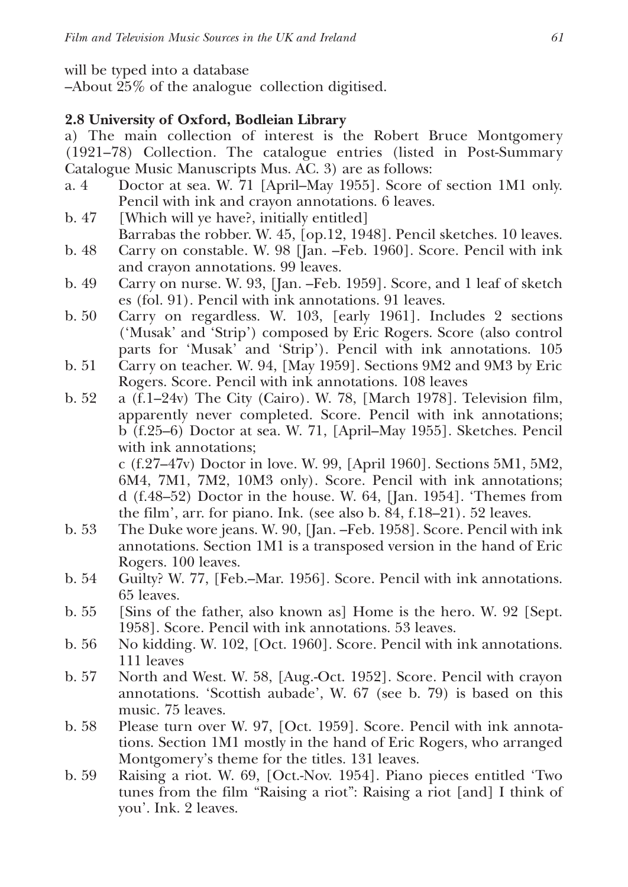will be typed into a database

–About 25% of the analogue collection digitised.

**2.8 University of Oxford, Bodleian Library**

a) The main collection of interest is the Robert Bruce Montgomery (1921–78) Collection. The catalogue entries (listed in Post-Summary Catalogue Music Manuscripts Mus. AC. 3) are as follows:

a. 4 Doctor at sea. W. 71 [April–May 1955]. Score of section 1M1 only. Pencil with ink and crayon annotations. 6 leaves.

b. 47 [Which will ye have?, initially entitled] Barrabas the robber. W. 45, [op.12, 1948]. Pencil sketches. 10 leaves.

b. 48 Carry on constable. W. 98 [Jan. –Feb. 1960]. Score. Pencil with ink and crayon annotations. 99 leaves.

b. 49 Carry on nurse. W. 93, [Jan. –Feb. 1959]. Score, and 1 leaf of sketch es (fol. 91). Pencil with ink annotations. 91 leaves.

b. 50 Carry on regardless. W. 103, [early 1961]. Includes 2 sections ('Musak' and 'Strip') composed by Eric Rogers. Score (also control parts for 'Musak' and 'Strip'). Pencil with ink annotations. 105

b. 51 Carry on teacher. W. 94, [May 1959]. Sections 9M2 and 9M3 by Eric Rogers. Score. Pencil with ink annotations. 108 leaves

b. 52 a (f.1–24v) The City (Cairo). W. 78, [March 1978]. Television film, apparently never completed. Score. Pencil with ink annotations; b (f.25–6) Doctor at sea. W. 71, [April–May 1955]. Sketches. Pencil with ink annotations;
c (f.27–47v) Doctor in love. W. 99, [April 1960]. Sections 5M1, 5M2, 6M4, 7M1, 7M2, 10M3 only). Score. Pencil with ink annotations; d (f.48–52) Doctor in the house. W. 64, [Jan. 1954]. 'Themes from the film', arr. for piano. Ink. (see also b. 84, f.18–21). 52 leaves.

b. 53 The Duke wore jeans. W. 90, [Jan. –Feb. 1958]. Score. Pencil with ink annotations. Section 1M1 is a transposed version in the hand of Eric Rogers. 100 leaves.

b. 54 Guilty? W. 77, [Feb.–Mar. 1956]. Score. Pencil with ink annotations. 65 leaves.

b. 55 [Sins of the father, also known as] Home is the hero. W. 92 [Sept. 1958]. Score. Pencil with ink annotations. 53 leaves.

b. 56 No kidding. W. 102, [Oct. 1960]. Score. Pencil with ink annotations. 111 leaves

b. 57 North and West. W. 58, [Aug.-Oct. 1952]. Score. Pencil with crayon annotations. 'Scottish aubade', W. 67 (see b. 79) is based on this music. 75 leaves.

b. 58 Please turn over W. 97, [Oct. 1959]. Score. Pencil with ink annotations. Section 1M1 mostly in the hand of Eric Rogers, who arranged Montgomery's theme for the titles. 131 leaves.

b. 59 Raising a riot. W. 69, [Oct.-Nov. 1954]. Piano pieces entitled 'Two tunes from the film "Raising a riot": Raising a riot [and] I think of you'. Ink. 2 leaves.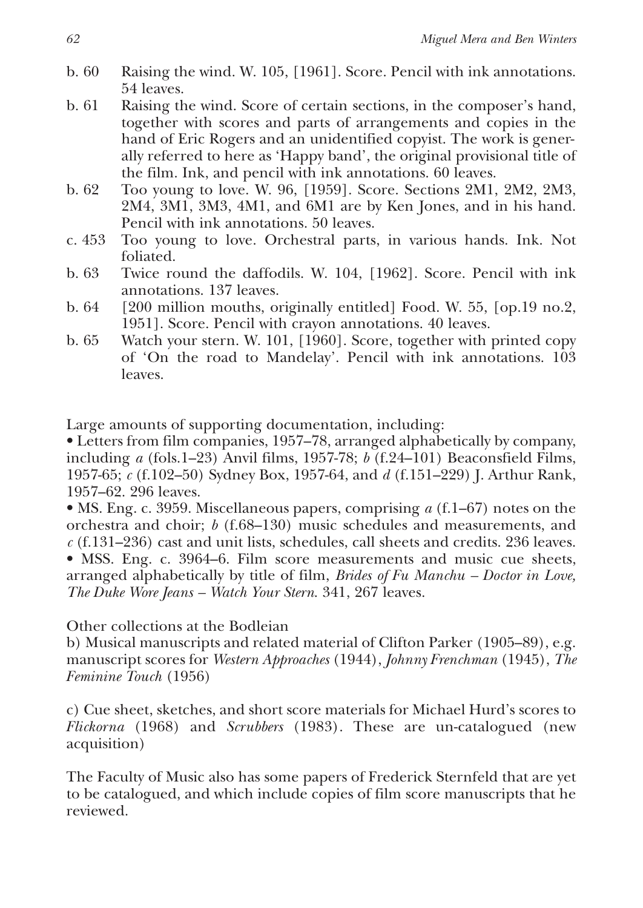b. 60 Raising the wind. W. 105, [1961]. Score. Pencil with ink annotations. 54 leaves.

b. 61 Raising the wind. Score of certain sections, in the composer's hand, together with scores and parts of arrangements and copies in the hand of Eric Rogers and an unidentified copyist. The work is generally referred to here as 'Happy band', the original provisional title of the film. Ink, and pencil with ink annotations. 60 leaves.

b. 62 Too young to love. W. 96, [1959]. Score. Sections 2M1, 2M2, 2M3, 2M4, 3M1, 3M3, 4M1, and 6M1 are by Ken Jones, and in his hand. Pencil with ink annotations. 50 leaves.

c. 453 Too young to love. Orchestral parts, in various hands. Ink. Not foliated.

b. 63 Twice round the daffodils. W. 104, [1962]. Score. Pencil with ink annotations. 137 leaves.

b. 64 [200 million mouths, originally entitled] Food. W. 55, [op.19 no.2, 1951]. Score. Pencil with crayon annotations. 40 leaves.

b. 65 Watch your stern. W. 101, [1960]. Score, together with printed copy of 'On the road to Mandelay'. Pencil with ink annotations. 103 leaves.

Large amounts of supporting documentation, including:

• Letters from film companies, 1957–78, arranged alphabetically by company, including *a* (fols.1–23) Anvil films, 1957-78; *b* (f.24–101) Beaconsfield Films, 1957-65; *c* (f.102–50) Sydney Box, 1957-64, and *d* (f.151–229) J. Arthur Rank, 1957–62. 296 leaves.

• MS. Eng. c. 3959. Miscellaneous papers, comprising *a* (f.1–67) notes on the orchestra and choir; *b* (f.68–130) music schedules and measurements, and *c* (f.131–236) cast and unit lists, schedules, call sheets and credits. 236 leaves.

• MSS. Eng. c. 3964–6. Film score measurements and music cue sheets, arranged alphabetically by title of film, *Brides of Fu Manchu – Doctor in Love, The Duke Wore Jeans – Watch Your Stern*. 341, 267 leaves.

Other collections at the Bodleian

b) Musical manuscripts and related material of Clifton Parker (1905–89), e.g. manuscript scores for *Western Approaches* (1944), *Johnny Frenchman* (1945), *The Feminine Touch* (1956)

c) Cue sheet, sketches, and short score materials for Michael Hurd's scores to *Flickorna* (1968) and *Scrubbers* (1983). These are un-catalogued (new acquisition)

The Faculty of Music also has some papers of Frederick Sternfeld that are yet to be catalogued, and which include copies of film score manuscripts that he reviewed.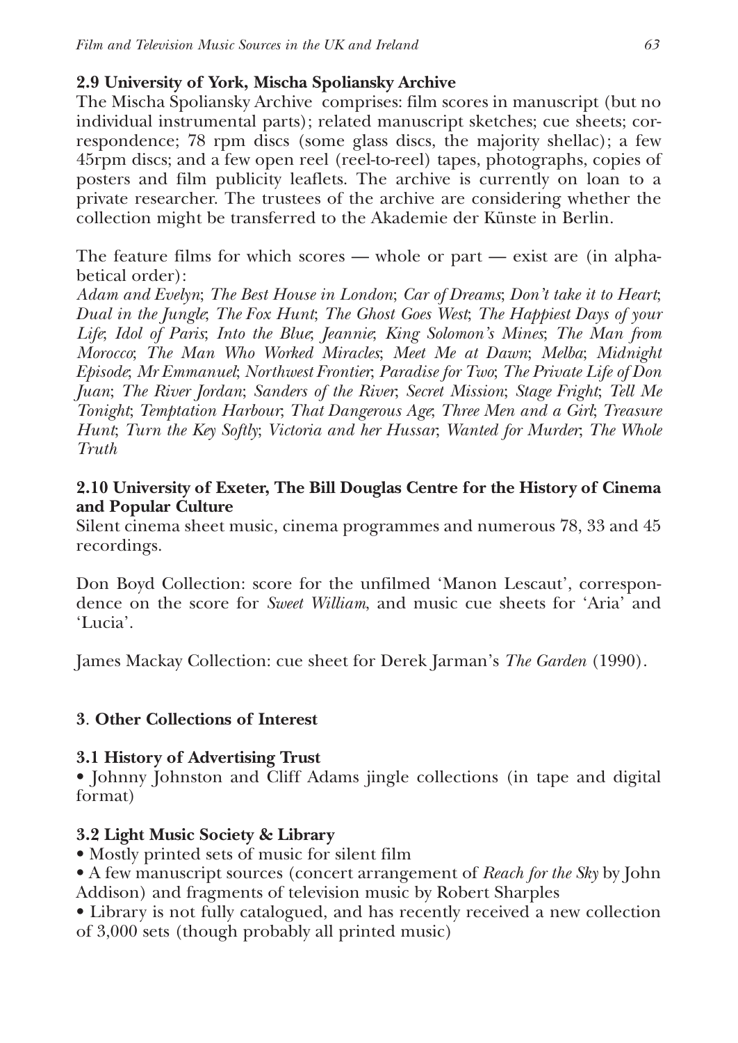### 2.9 University of York, Mischa Spoliansky Archive

The Mischa Spoliansky Archive comprises: film scores in manuscript (but no individual instrumental parts); related manuscript sketches; cue sheets; correspondence; 78 rpm discs (some glass discs, the majority shellac); a few 45rpm discs; and a few open reel (reel-to-reel) tapes, photographs, copies of posters and film publicity leaflets. The archive is currently on loan to a private researcher. The trustees of the archive are considering whether the collection might be transferred to the Akademie der Künste in Berlin.

The feature films for which scores — whole or part — exist are (in alphabetical order):

*Adam and Evelyn*; *The Best House in London*; *Car of Dreams*; *Don't take it to Heart*; *Dual in the Jungle*; *The Fox Hunt*; *The Ghost Goes West*; *The Happiest Days of your Life*; *Idol of Paris*; *Into the Blue*; *Jeannie*; *King Solomon's Mines*; *The Man from Morocco*; *The Man Who Worked Miracles*; *Meet Me at Dawn*; *Melba*; *Midnight Episode*; *Mr Emmanuel*; *Northwest Frontier*; *Paradise for Two*; *The Private Life of Don Juan*; *The River Jordan*; *Sanders of the River*; *Secret Mission*; *Stage Fright*; *Tell Me Tonight*; *Temptation Harbour*; *That Dangerous Age*; *Three Men and a Girl*; *Treasure Hunt*; *Turn the Key Softly*; *Victoria and her Hussar*; *Wanted for Murder*; *The Whole Truth*

### 2.10 University of Exeter, The Bill Douglas Centre for the History of Cinema and Popular Culture

Silent cinema sheet music, cinema programmes and numerous 78, 33 and 45 recordings.

Don Boyd Collection: score for the unfilmed 'Manon Lescaut', correspondence on the score for *Sweet William*, and music cue sheets for 'Aria' and 'Lucia'.

James Mackay Collection: cue sheet for Derek Jarman's *The Garden* (1990).

## 3. Other Collections of Interest

### 3.1 History of Advertising Trust

- Johnny Johnston and Cliff Adams jingle collections (in tape and digital format)

### 3.2 Light Music Society & Library

- Mostly printed sets of music for silent film
- A few manuscript sources (concert arrangement of *Reach for the Sky* by John Addison) and fragments of television music by Robert Sharples
- Library is not fully catalogued, and has recently received a new collection of 3,000 sets (though probably all printed music)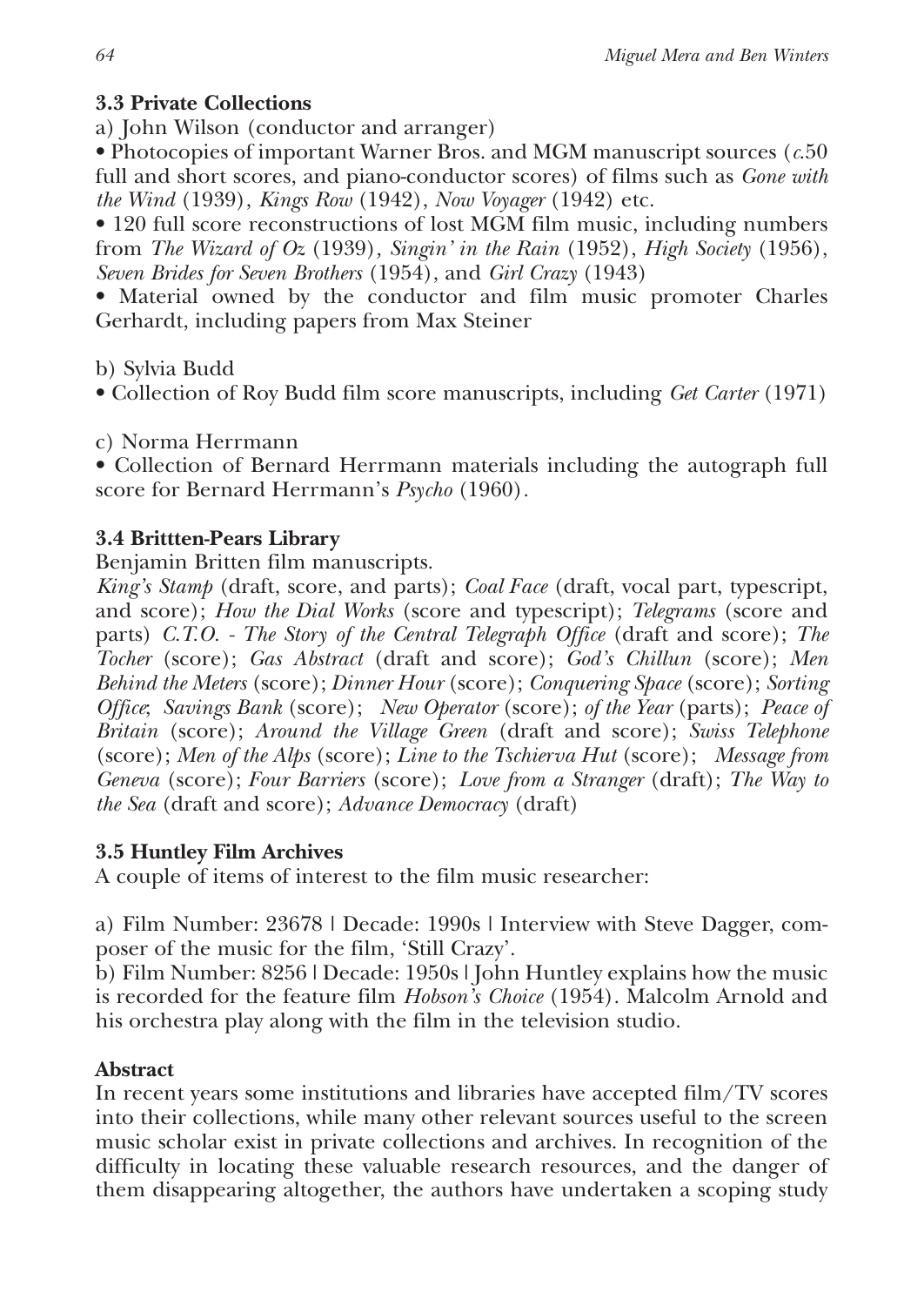### 3.3 Private Collections

a) John Wilson (conductor and arranger)

- Photocopies of important Warner Bros. and MGM manuscript sources (*c.*50 full and short scores, and piano-conductor scores) of films such as *Gone with the Wind* (1939), *Kings Row* (1942), *Now Voyager* (1942) etc.
- 120 full score reconstructions of lost MGM film music, including numbers from *The Wizard of Oz* (1939), *Singin' in the Rain* (1952), *High Society* (1956), *Seven Brides for Seven Brothers* (1954), and *Girl Crazy* (1943)
- Material owned by the conductor and film music promoter Charles Gerhardt, including papers from Max Steiner

b) Sylvia Budd

- Collection of Roy Budd film score manuscripts, including *Get Carter* (1971)

c) Norma Herrmann

- Collection of Bernard Herrmann materials including the autograph full score for Bernard Herrmann's *Psycho* (1960).

### 3.4 Brittten-Pears Library

Benjamin Britten film manuscripts.

*King's Stamp* (draft, score, and parts); *Coal Face* (draft, vocal part, typescript, and score); *How the Dial Works* (score and typescript); *Telegrams* (score and parts) *C.T.O. - The Story of the Central Telegraph Office* (draft and score); *The Tocher* (score); *Gas Abstract* (draft and score); *God's Chillun* (score); *Men Behind the Meters* (score); *Dinner Hour* (score); *Conquering Space* (score); *Sorting Office*; *Savings Bank* (score); *New Operator* (score); *of the Year* (parts); *Peace of Britain* (score); *Around the Village Green* (draft and score); *Swiss Telephone* (score); *Men of the Alps* (score); *Line to the Tschierva Hut* (score); *Message from Geneva* (score); *Four Barriers* (score); *Love from a Stranger* (draft); *The Way to the Sea* (draft and score); *Advance Democracy* (draft)

### 3.5 Huntley Film Archives

A couple of items of interest to the film music researcher:

a) Film Number: 23678 | Decade: 1990s | Interview with Steve Dagger, composer of the music for the film, 'Still Crazy'.

b) Film Number: 8256 | Decade: 1950s | John Huntley explains how the music is recorded for the feature film *Hobson's Choice* (1954). Malcolm Arnold and his orchestra play along with the film in the television studio.

### Abstract

In recent years some institutions and libraries have accepted film/TV scores into their collections, while many other relevant sources useful to the screen music scholar exist in private collections and archives. In recognition of the difficulty in locating these valuable research resources, and the danger of them disappearing altogether, the authors have undertaken a scoping study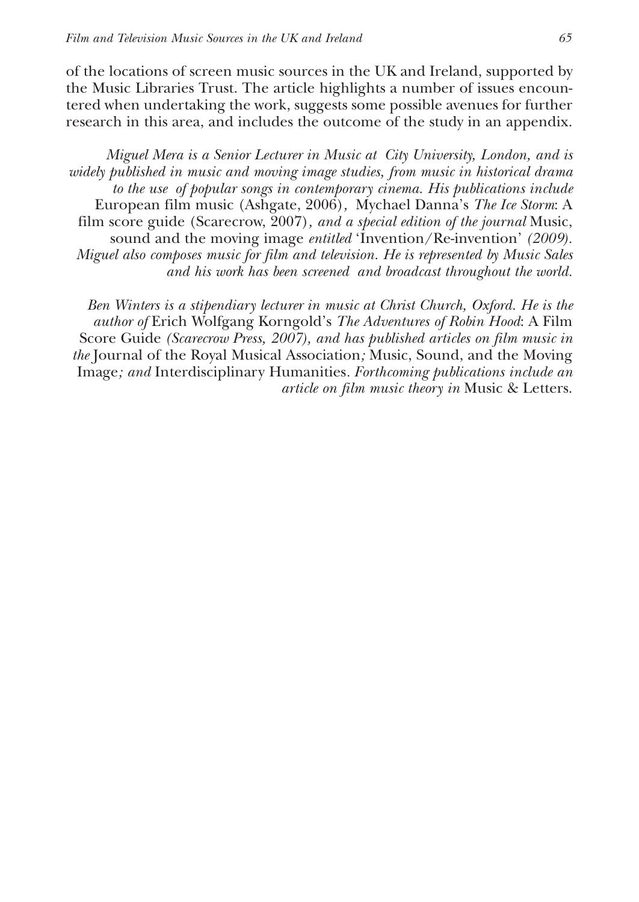of the locations of screen music sources in the UK and Ireland, supported by the Music Libraries Trust. The article highlights a number of issues encountered when undertaking the work, suggests some possible avenues for further research in this area, and includes the outcome of the study in an appendix.

*Miguel Mera is a Senior Lecturer in Music at City University, London, and is widely published in music and moving image studies, from music in historical drama to the use of popular songs in contemporary cinema. His publications include* European film music (Ashgate, 2006), Mychael Danna's *The Ice Storm*: A film score guide (Scarecrow, 2007)*, and a special edition of the journal* Music, sound and the moving image *entitled* 'Invention/Re-invention' *(2009). Miguel also composes music for film and television. He is represented by Music Sales and his work has been screened and broadcast throughout the world.*

*Ben Winters is a stipendiary lecturer in music at Christ Church, Oxford. He is the author of* Erich Wolfgang Korngold's *The Adventures of Robin Hood*: A Film Score Guide *(Scarecrow Press, 2007), and has published articles on film music in the* Journal of the Royal Musical Association*;* Music, Sound, and the Moving Image*; and* Interdisciplinary Humanities. *Forthcoming publications include an article on film music theory in* Music & Letters.